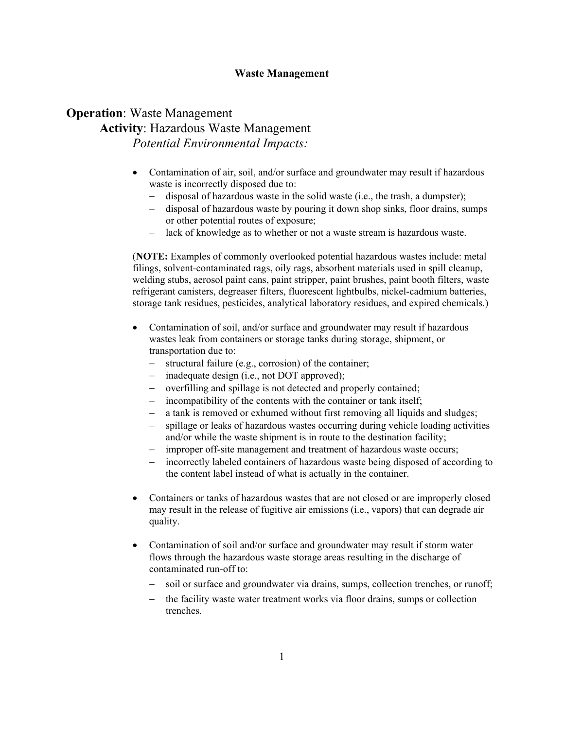# Waste Management

## **Operation**: Waste Management

### **Activity**: Hazardous Waste Management

#### *Potential Environmental Impacts:*

- Contamination of air, soil, and/or surface and groundwater may result if hazardous waste is incorrectly disposed due to:
  - disposal of hazardous waste in the solid waste (i.e., the trash, a dumpster);
  - disposal of hazardous waste by pouring it down shop sinks, floor drains, sumps or other potential routes of exposure;
  - lack of knowledge as to whether or not a waste stream is hazardous waste.

(**NOTE:** Examples of commonly overlooked potential hazardous wastes include: metal filings, solvent-contaminated rags, oily rags, absorbent materials used in spill cleanup, welding stubs, aerosol paint cans, paint stripper, paint brushes, paint booth filters, waste refrigerant canisters, degreaser filters, fluorescent lightbulbs, nickel-cadmium batteries, storage tank residues, pesticides, analytical laboratory residues, and expired chemicals.)

- Contamination of soil, and/or surface and groundwater may result if hazardous wastes leak from containers or storage tanks during storage, shipment, or transportation due to:
  - structural failure (e.g., corrosion) of the container;
  - inadequate design (i.e., not DOT approved);
  - overfilling and spillage is not detected and properly contained;
  - incompatibility of the contents with the container or tank itself;
  - a tank is removed or exhumed without first removing all liquids and sludges;
  - spillage or leaks of hazardous wastes occurring during vehicle loading activities and/or while the waste shipment is in route to the destination facility;
  - improper off-site management and treatment of hazardous waste occurs;
  - incorrectly labeled containers of hazardous waste being disposed of according to the content label instead of what is actually in the container.

- Containers or tanks of hazardous wastes that are not closed or are improperly closed may result in the release of fugitive air emissions (i.e., vapors) that can degrade air quality.

- Contamination of soil and/or surface and groundwater may result if storm water flows through the hazardous waste storage areas resulting in the discharge of contaminated run-off to:
  - soil or surface and groundwater via drains, sumps, collection trenches, or runoff;
  - the facility waste water treatment works via floor drains, sumps or collection trenches.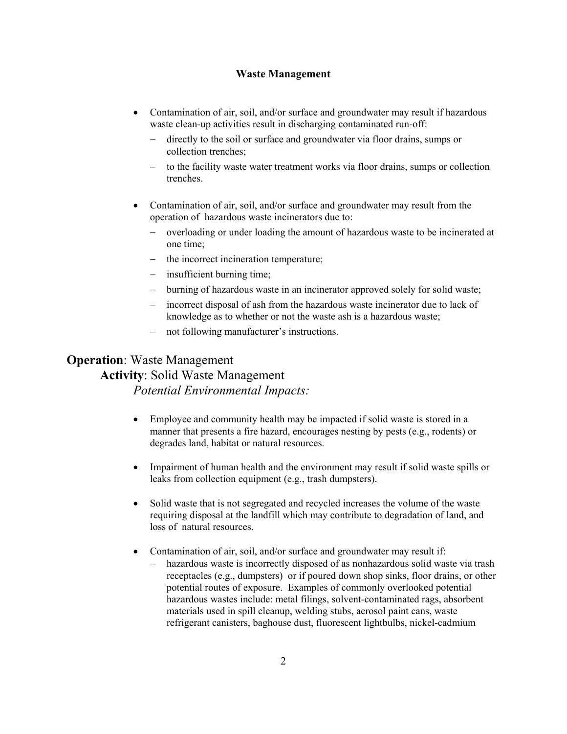**Waste Management**

- Contamination of air, soil, and/or surface and groundwater may result if hazardous waste clean-up activities result in discharging contaminated run-off:
  - directly to the soil or surface and groundwater via floor drains, sumps or collection trenches;
  - to the facility waste water treatment works via floor drains, sumps or collection trenches.

- Contamination of air, soil, and/or surface and groundwater may result from the operation of hazardous waste incinerators due to:
  - overloading or under loading the amount of hazardous waste to be incinerated at one time;
  - the incorrect incineration temperature;
  - insufficient burning time;
  - burning of hazardous waste in an incinerator approved solely for solid waste;
  - incorrect disposal of ash from the hazardous waste incinerator due to lack of knowledge as to whether or not the waste ash is a hazardous waste;
  - not following manufacturer's instructions.

**Operation**: Waste Management

**Activity**: Solid Waste Management

*Potential Environmental Impacts:*

- Employee and community health may be impacted if solid waste is stored in a manner that presents a fire hazard, encourages nesting by pests (e.g., rodents) or degrades land, habitat or natural resources.

- Impairment of human health and the environment may result if solid waste spills or leaks from collection equipment (e.g., trash dumpsters).

- Solid waste that is not segregated and recycled increases the volume of the waste requiring disposal at the landfill which may contribute to degradation of land, and loss of natural resources.

- Contamination of air, soil, and/or surface and groundwater may result if:
  - hazardous waste is incorrectly disposed of as nonhazardous solid waste via trash receptacles (e.g., dumpsters) or if poured down shop sinks, floor drains, or other potential routes of exposure. Examples of commonly overlooked potential hazardous wastes include: metal filings, solvent-contaminated rags, absorbent materials used in spill cleanup, welding stubs, aerosol paint cans, waste refrigerant canisters, baghouse dust, fluorescent lightbulbs, nickel-cadmium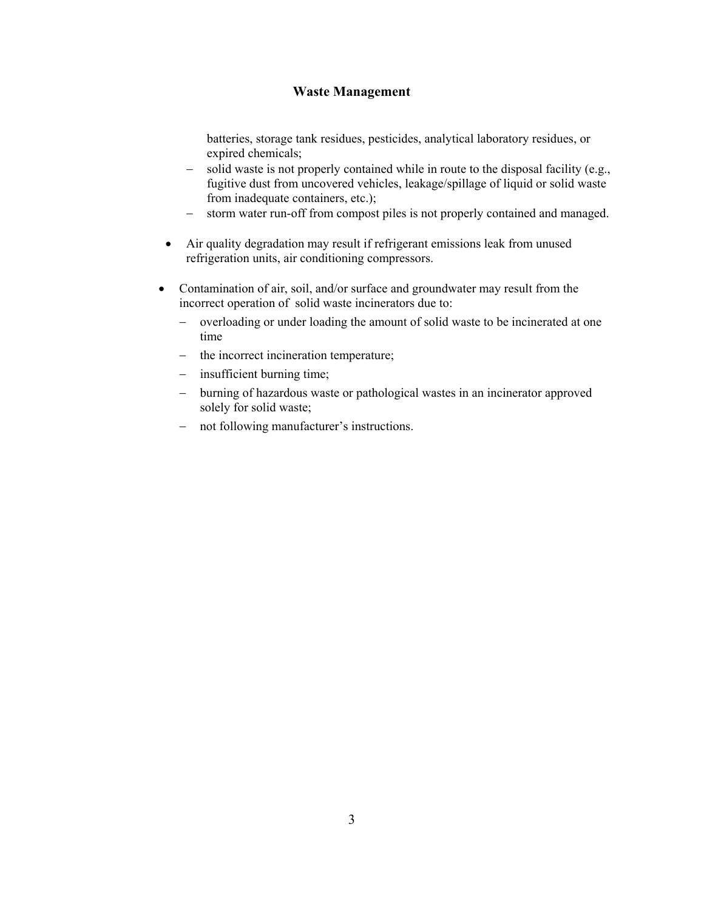batteries, storage tank residues, pesticides, analytical laboratory residues, or expired chemicals;
    - solid waste is not properly contained while in route to the disposal facility (e.g., fugitive dust from uncovered vehicles, leakage/spillage of liquid or solid waste from inadequate containers, etc.);
    - storm water run-off from compost piles is not properly contained and managed.

- Air quality degradation may result if refrigerant emissions leak from unused refrigeration units, air conditioning compressors.

- Contamination of air, soil, and/or surface and groundwater may result from the incorrect operation of solid waste incinerators due to:
    - overloading or under loading the amount of solid waste to be incinerated at one time
    - the incorrect incineration temperature;
    - insufficient burning time;
    - burning of hazardous waste or pathological wastes in an incinerator approved solely for solid waste;
    - not following manufacturer's instructions.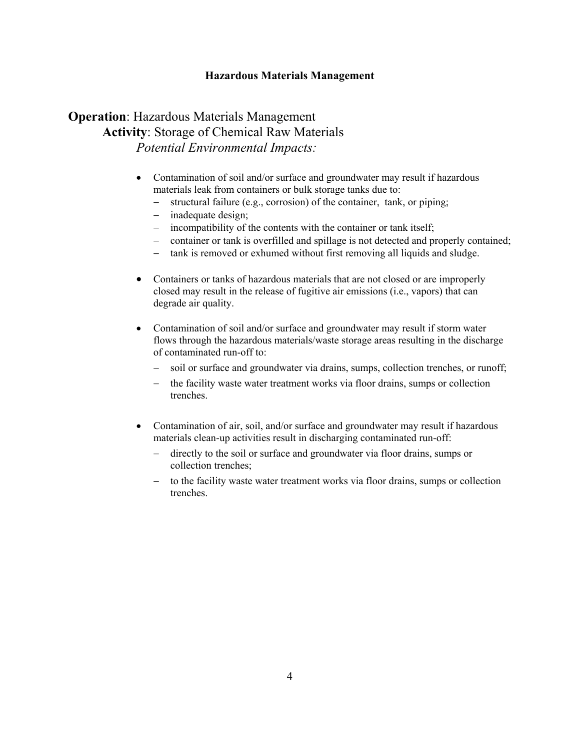# Hazardous Materials Management

**Operation**: Hazardous Materials Management

**Activity**: Storage of Chemical Raw Materials

*Potential Environmental Impacts:*

- Contamination of soil and/or surface and groundwater may result if hazardous materials leak from containers or bulk storage tanks due to:
  - structural failure (e.g., corrosion) of the container, tank, or piping;
  - inadequate design;
  - incompatibility of the contents with the container or tank itself;
  - container or tank is overfilled and spillage is not detected and properly contained;
  - tank is removed or exhumed without first removing all liquids and sludge.

- Containers or tanks of hazardous materials that are not closed or are improperly closed may result in the release of fugitive air emissions (i.e., vapors) that can degrade air quality.

- Contamination of soil and/or surface and groundwater may result if storm water flows through the hazardous materials/waste storage areas resulting in the discharge of contaminated run-off to:
  - soil or surface and groundwater via drains, sumps, collection trenches, or runoff;
  - the facility waste water treatment works via floor drains, sumps or collection trenches.

- Contamination of air, soil, and/or surface and groundwater may result if hazardous materials clean-up activities result in discharging contaminated run-off:
  - directly to the soil or surface and groundwater via floor drains, sumps or collection trenches;
  - to the facility waste water treatment works via floor drains, sumps or collection trenches.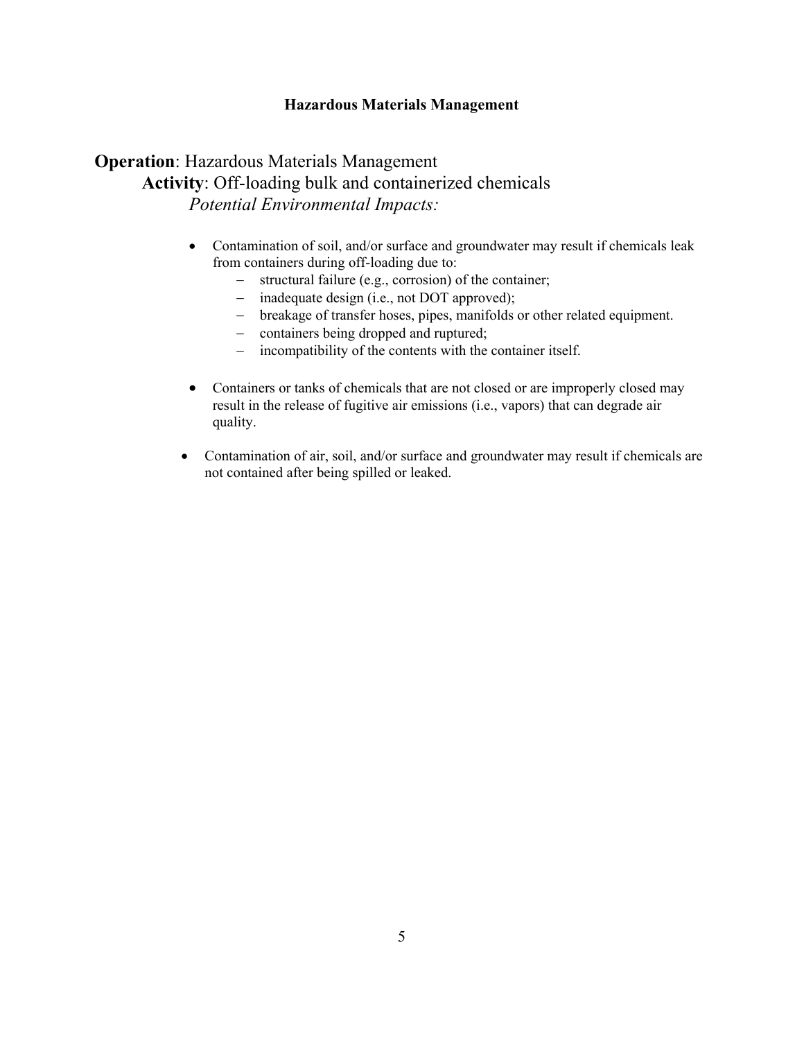# Hazardous Materials Management

**Operation**: Hazardous Materials Management

**Activity**: Off-loading bulk and containerized chemicals

*Potential Environmental Impacts:*

- Contamination of soil, and/or surface and groundwater may result if chemicals leak from containers during off-loading due to:
  - structural failure (e.g., corrosion) of the container;
  - inadequate design (i.e., not DOT approved);
  - breakage of transfer hoses, pipes, manifolds or other related equipment.
  - containers being dropped and ruptured;
  - incompatibility of the contents with the container itself.
- Containers or tanks of chemicals that are not closed or are improperly closed may result in the release of fugitive air emissions (i.e., vapors) that can degrade air quality.
- Contamination of air, soil, and/or surface and groundwater may result if chemicals are not contained after being spilled or leaked.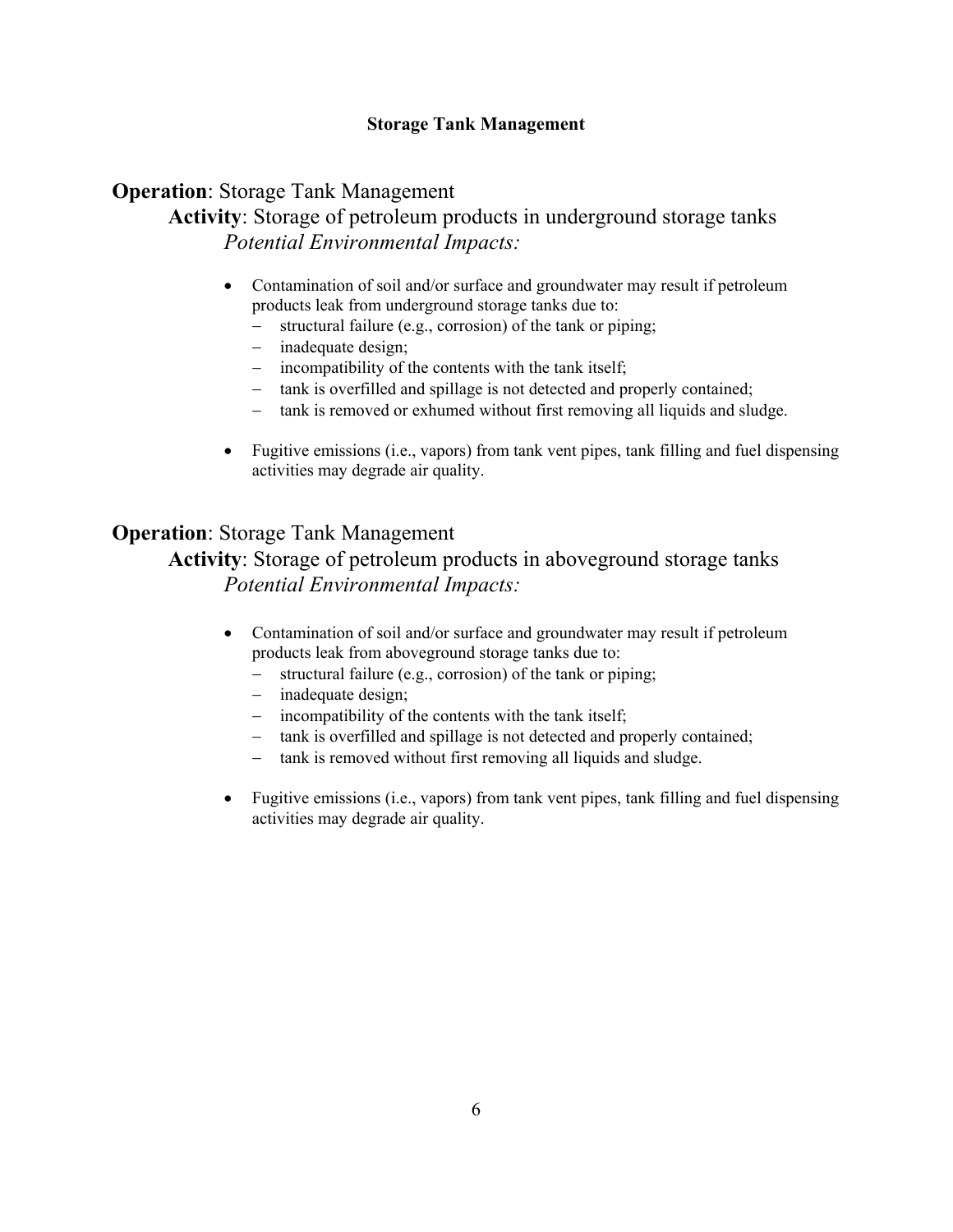## Storage Tank Management

**Operation**: Storage Tank Management

**Activity**: Storage of petroleum products in underground storage tanks

*Potential Environmental Impacts:*

- Contamination of soil and/or surface and groundwater may result if petroleum products leak from underground storage tanks due to:
  - structural failure (e.g., corrosion) of the tank or piping;
  - inadequate design;
  - incompatibility of the contents with the tank itself;
  - tank is overfilled and spillage is not detected and properly contained;
  - tank is removed or exhumed without first removing all liquids and sludge.
- Fugitive emissions (i.e., vapors) from tank vent pipes, tank filling and fuel dispensing activities may degrade air quality.

**Operation**: Storage Tank Management

**Activity**: Storage of petroleum products in aboveground storage tanks

*Potential Environmental Impacts:*

- Contamination of soil and/or surface and groundwater may result if petroleum products leak from aboveground storage tanks due to:
  - structural failure (e.g., corrosion) of the tank or piping;
  - inadequate design;
  - incompatibility of the contents with the tank itself;
  - tank is overfilled and spillage is not detected and properly contained;
  - tank is removed without first removing all liquids and sludge.
- Fugitive emissions (i.e., vapors) from tank vent pipes, tank filling and fuel dispensing activities may degrade air quality.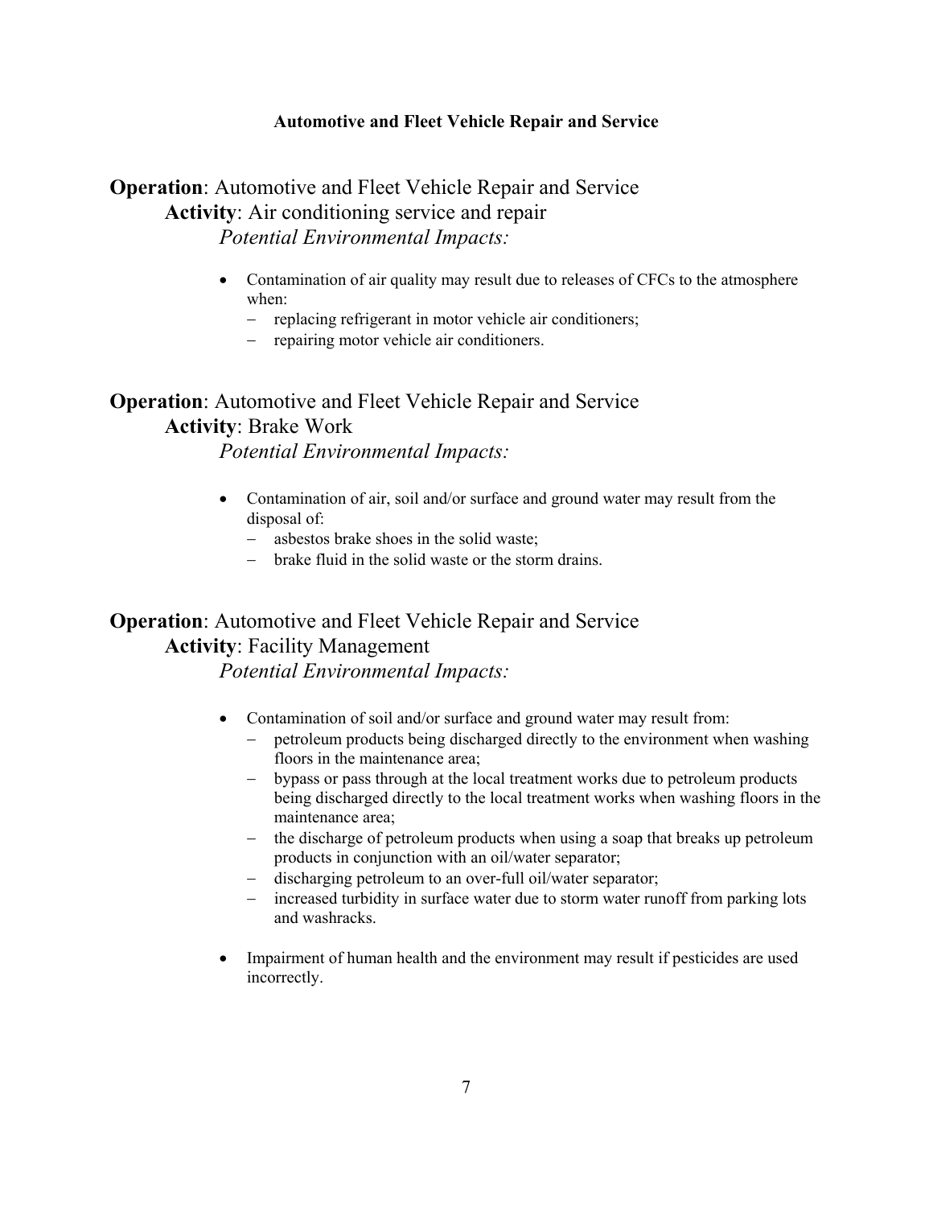## Automotive and Fleet Vehicle Repair and Service

**Operation**: Automotive and Fleet Vehicle Repair and Service
**Activity**: Air conditioning service and repair
*Potential Environmental Impacts:*

- Contamination of air quality may result due to releases of CFCs to the atmosphere when:
  - replacing refrigerant in motor vehicle air conditioners;
  - repairing motor vehicle air conditioners.

**Operation**: Automotive and Fleet Vehicle Repair and Service
**Activity**: Brake Work
*Potential Environmental Impacts:*

- Contamination of air, soil and/or surface and ground water may result from the disposal of:
  - asbestos brake shoes in the solid waste;
  - brake fluid in the solid waste or the storm drains.

**Operation**: Automotive and Fleet Vehicle Repair and Service
**Activity**: Facility Management
*Potential Environmental Impacts:*

- Contamination of soil and/or surface and ground water may result from:
  - petroleum products being discharged directly to the environment when washing floors in the maintenance area;
  - bypass or pass through at the local treatment works due to petroleum products being discharged directly to the local treatment works when washing floors in the maintenance area;
  - the discharge of petroleum products when using a soap that breaks up petroleum products in conjunction with an oil/water separator;
  - discharging petroleum to an over-full oil/water separator;
  - increased turbidity in surface water due to storm water runoff from parking lots and washracks.
- Impairment of human health and the environment may result if pesticides are used incorrectly.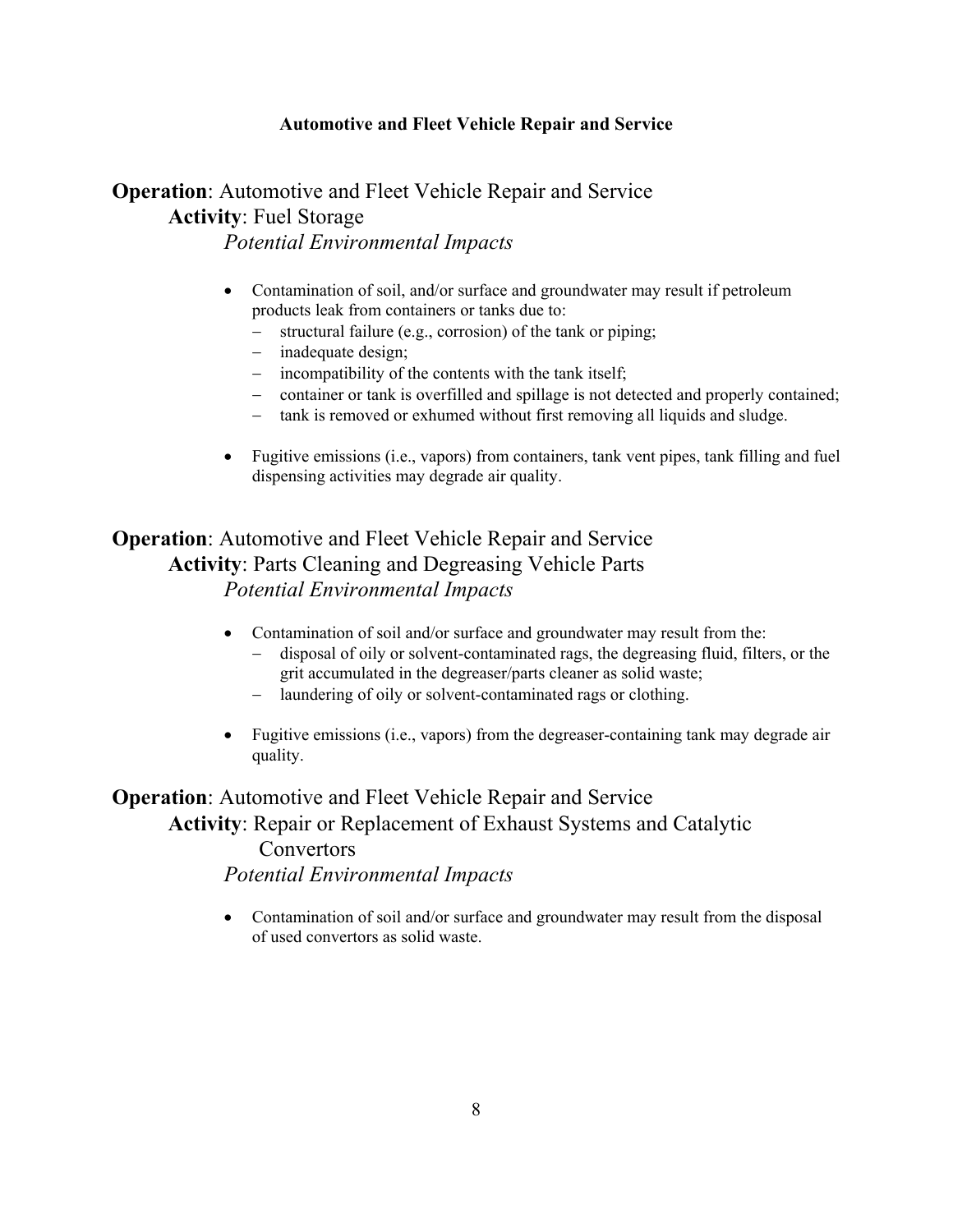**Automotive and Fleet Vehicle Repair and Service**

**Operation**: Automotive and Fleet Vehicle Repair and Service

**Activity**: Fuel Storage

*Potential Environmental Impacts*

- Contamination of soil, and/or surface and groundwater may result if petroleum products leak from containers or tanks due to:
  - structural failure (e.g., corrosion) of the tank or piping;
  - inadequate design;
  - incompatibility of the contents with the tank itself;
  - container or tank is overfilled and spillage is not detected and properly contained;
  - tank is removed or exhumed without first removing all liquids and sludge.

- Fugitive emissions (i.e., vapors) from containers, tank vent pipes, tank filling and fuel dispensing activities may degrade air quality.

**Operation**: Automotive and Fleet Vehicle Repair and Service

**Activity**: Parts Cleaning and Degreasing Vehicle Parts

*Potential Environmental Impacts*

- Contamination of soil and/or surface and groundwater may result from the:
  - disposal of oily or solvent-contaminated rags, the degreasing fluid, filters, or the grit accumulated in the degreaser/parts cleaner as solid waste;
  - laundering of oily or solvent-contaminated rags or clothing.

- Fugitive emissions (i.e., vapors) from the degreaser-containing tank may degrade air quality.

**Operation**: Automotive and Fleet Vehicle Repair and Service

**Activity**: Repair or Replacement of Exhaust Systems and Catalytic Convertors

*Potential Environmental Impacts*

- Contamination of soil and/or surface and groundwater may result from the disposal of used convertors as solid waste.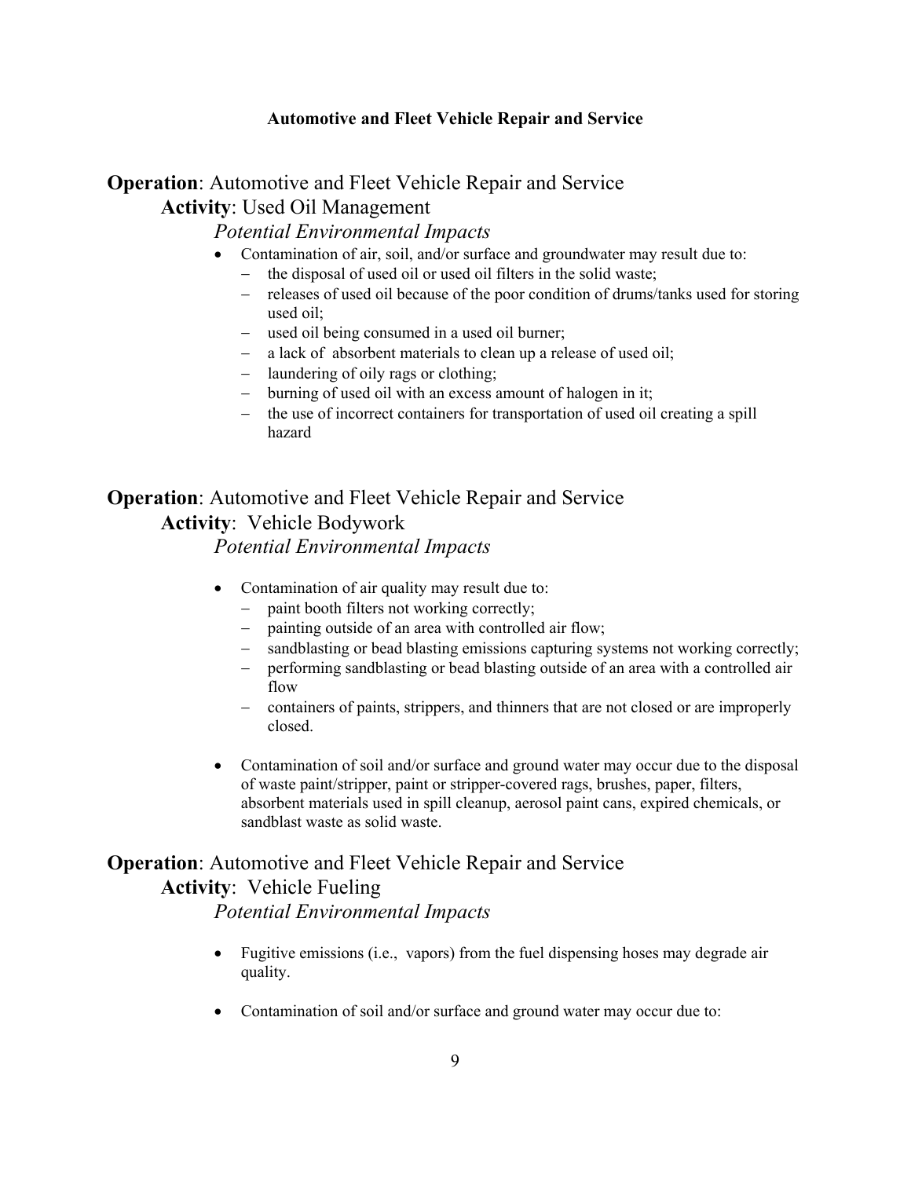**Automotive and Fleet Vehicle Repair and Service**

**Operation**: Automotive and Fleet Vehicle Repair and Service

**Activity**: Used Oil Management

*Potential Environmental Impacts*

- Contamination of air, soil, and/or surface and groundwater may result due to:
  - the disposal of used oil or used oil filters in the solid waste;
  - releases of used oil because of the poor condition of drums/tanks used for storing used oil;
  - used oil being consumed in a used oil burner;
  - a lack of absorbent materials to clean up a release of used oil;
  - laundering of oily rags or clothing;
  - burning of used oil with an excess amount of halogen in it;
  - the use of incorrect containers for transportation of used oil creating a spill hazard

**Operation**: Automotive and Fleet Vehicle Repair and Service

**Activity**: Vehicle Bodywork

*Potential Environmental Impacts*

- Contamination of air quality may result due to:
  - paint booth filters not working correctly;
  - painting outside of an area with controlled air flow;
  - sandblasting or bead blasting emissions capturing systems not working correctly;
  - performing sandblasting or bead blasting outside of an area with a controlled air flow
  - containers of paints, strippers, and thinners that are not closed or are improperly closed.

- Contamination of soil and/or surface and ground water may occur due to the disposal of waste paint/stripper, paint or stripper-covered rags, brushes, paper, filters, absorbent materials used in spill cleanup, aerosol paint cans, expired chemicals, or sandblast waste as solid waste.

**Operation**: Automotive and Fleet Vehicle Repair and Service

**Activity**: Vehicle Fueling

*Potential Environmental Impacts*

- Fugitive emissions (i.e., vapors) from the fuel dispensing hoses may degrade air quality.

- Contamination of soil and/or surface and ground water may occur due to: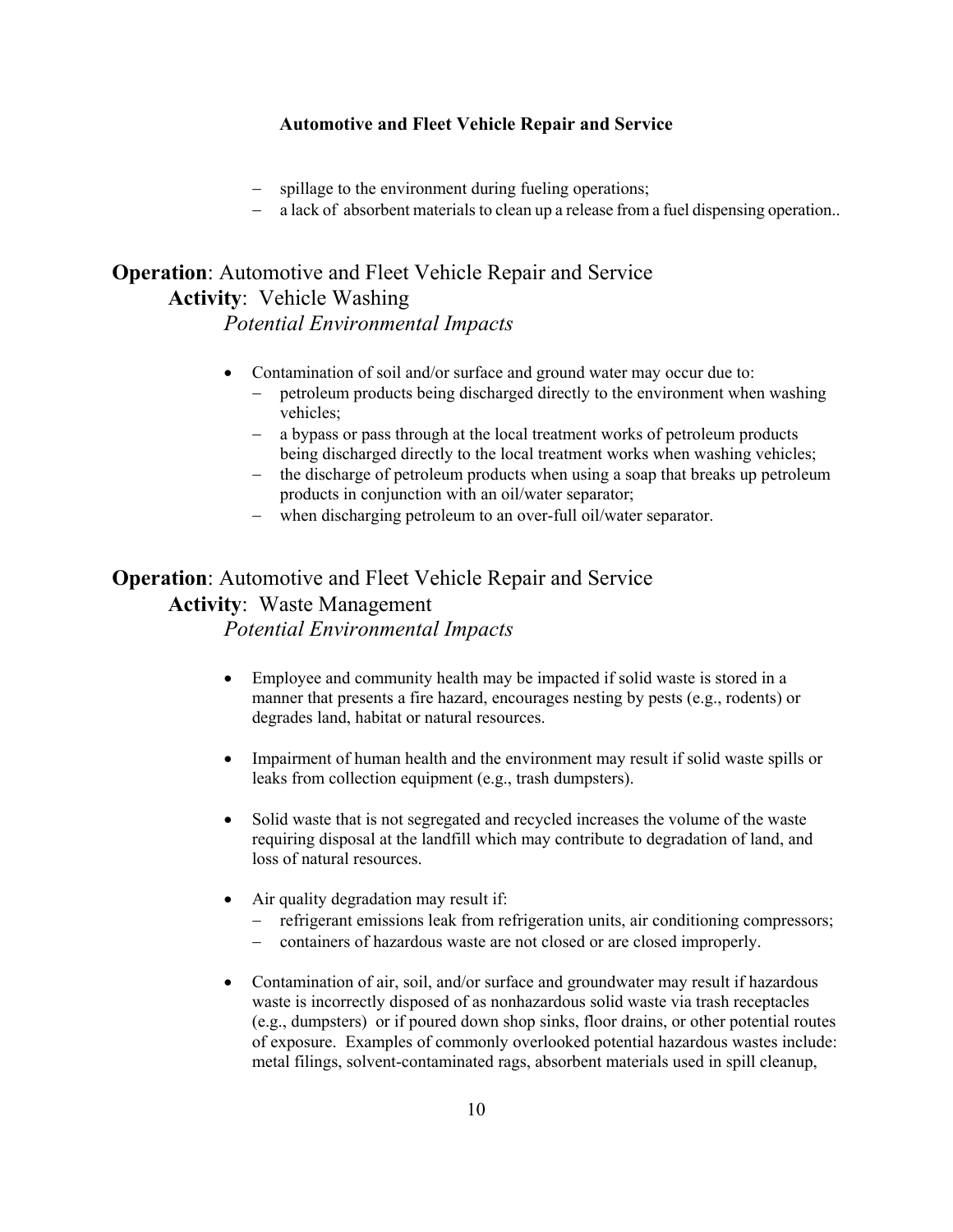- spillage to the environment during fueling operations;
- a lack of absorbent materials to clean up a release from a fuel dispensing operation..

**Operation**: Automotive and Fleet Vehicle Repair and Service
**Activity**: Vehicle Washing
*Potential Environmental Impacts*

- Contamination of soil and/or surface and ground water may occur due to:
  - petroleum products being discharged directly to the environment when washing vehicles;
  - a bypass or pass through at the local treatment works of petroleum products being discharged directly to the local treatment works when washing vehicles;
  - the discharge of petroleum products when using a soap that breaks up petroleum products in conjunction with an oil/water separator;
  - when discharging petroleum to an over-full oil/water separator.

**Operation**: Automotive and Fleet Vehicle Repair and Service
**Activity**: Waste Management
*Potential Environmental Impacts*

- Employee and community health may be impacted if solid waste is stored in a manner that presents a fire hazard, encourages nesting by pests (e.g., rodents) or degrades land, habitat or natural resources.

- Impairment of human health and the environment may result if solid waste spills or leaks from collection equipment (e.g., trash dumpsters).

- Solid waste that is not segregated and recycled increases the volume of the waste requiring disposal at the landfill which may contribute to degradation of land, and loss of natural resources.

- Air quality degradation may result if:
  - refrigerant emissions leak from refrigeration units, air conditioning compressors;
  - containers of hazardous waste are not closed or are closed improperly.

- Contamination of air, soil, and/or surface and groundwater may result if hazardous waste is incorrectly disposed of as nonhazardous solid waste via trash receptacles (e.g., dumpsters) or if poured down shop sinks, floor drains, or other potential routes of exposure. Examples of commonly overlooked potential hazardous wastes include: metal filings, solvent-contaminated rags, absorbent materials used in spill cleanup,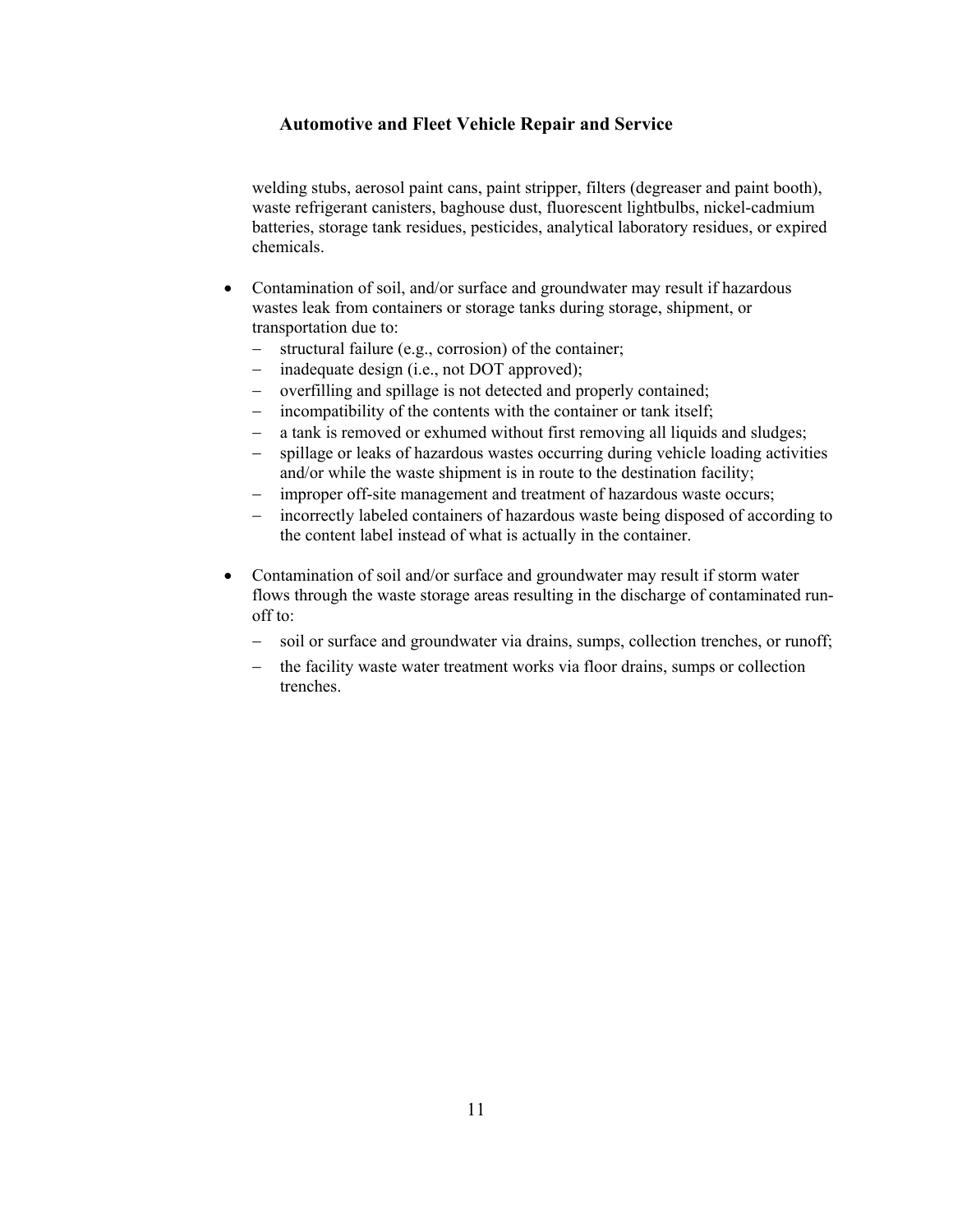welding stubs, aerosol paint cans, paint stripper, filters (degreaser and paint booth), waste refrigerant canisters, baghouse dust, fluorescent lightbulbs, nickel-cadmium batteries, storage tank residues, pesticides, analytical laboratory residues, or expired chemicals.

- Contamination of soil, and/or surface and groundwater may result if hazardous wastes leak from containers or storage tanks during storage, shipment, or transportation due to:
  - structural failure (e.g., corrosion) of the container;
  - inadequate design (i.e., not DOT approved);
  - overfilling and spillage is not detected and properly contained;
  - incompatibility of the contents with the container or tank itself;
  - a tank is removed or exhumed without first removing all liquids and sludges;
  - spillage or leaks of hazardous wastes occurring during vehicle loading activities and/or while the waste shipment is in route to the destination facility;
  - improper off-site management and treatment of hazardous waste occurs;
  - incorrectly labeled containers of hazardous waste being disposed of according to the content label instead of what is actually in the container.

- Contamination of soil and/or surface and groundwater may result if storm water flows through the waste storage areas resulting in the discharge of contaminated run-off to:
  - soil or surface and groundwater via drains, sumps, collection trenches, or runoff;
  - the facility waste water treatment works via floor drains, sumps or collection trenches.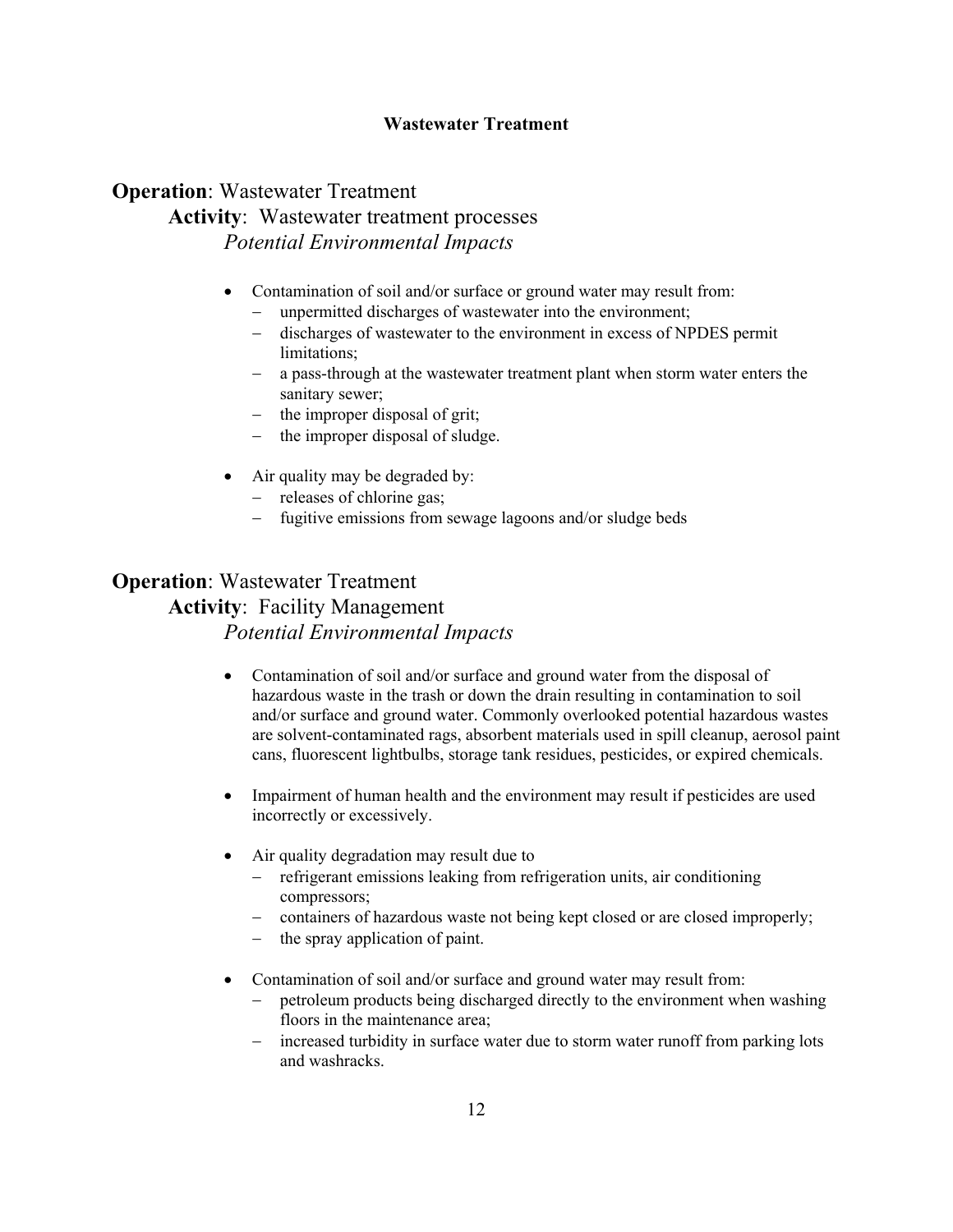## Wastewater Treatment

**Operation**: Wastewater Treatment

**Activity**: Wastewater treatment processes

*Potential Environmental Impacts*

- Contamination of soil and/or surface or ground water may result from:
  - unpermitted discharges of wastewater into the environment;
  - discharges of wastewater to the environment in excess of NPDES permit limitations;
  - a pass-through at the wastewater treatment plant when storm water enters the sanitary sewer;
  - the improper disposal of grit;
  - the improper disposal of sludge.
- Air quality may be degraded by:
  - releases of chlorine gas;
  - fugitive emissions from sewage lagoons and/or sludge beds

**Operation**: Wastewater Treatment

**Activity**: Facility Management

*Potential Environmental Impacts*

- Contamination of soil and/or surface and ground water from the disposal of hazardous waste in the trash or down the drain resulting in contamination to soil and/or surface and ground water. Commonly overlooked potential hazardous wastes are solvent-contaminated rags, absorbent materials used in spill cleanup, aerosol paint cans, fluorescent lightbulbs, storage tank residues, pesticides, or expired chemicals.
- Impairment of human health and the environment may result if pesticides are used incorrectly or excessively.
- Air quality degradation may result due to
  - refrigerant emissions leaking from refrigeration units, air conditioning compressors;
  - containers of hazardous waste not being kept closed or are closed improperly;
  - the spray application of paint.
- Contamination of soil and/or surface and ground water may result from:
  - petroleum products being discharged directly to the environment when washing floors in the maintenance area;
  - increased turbidity in surface water due to storm water runoff from parking lots and washracks.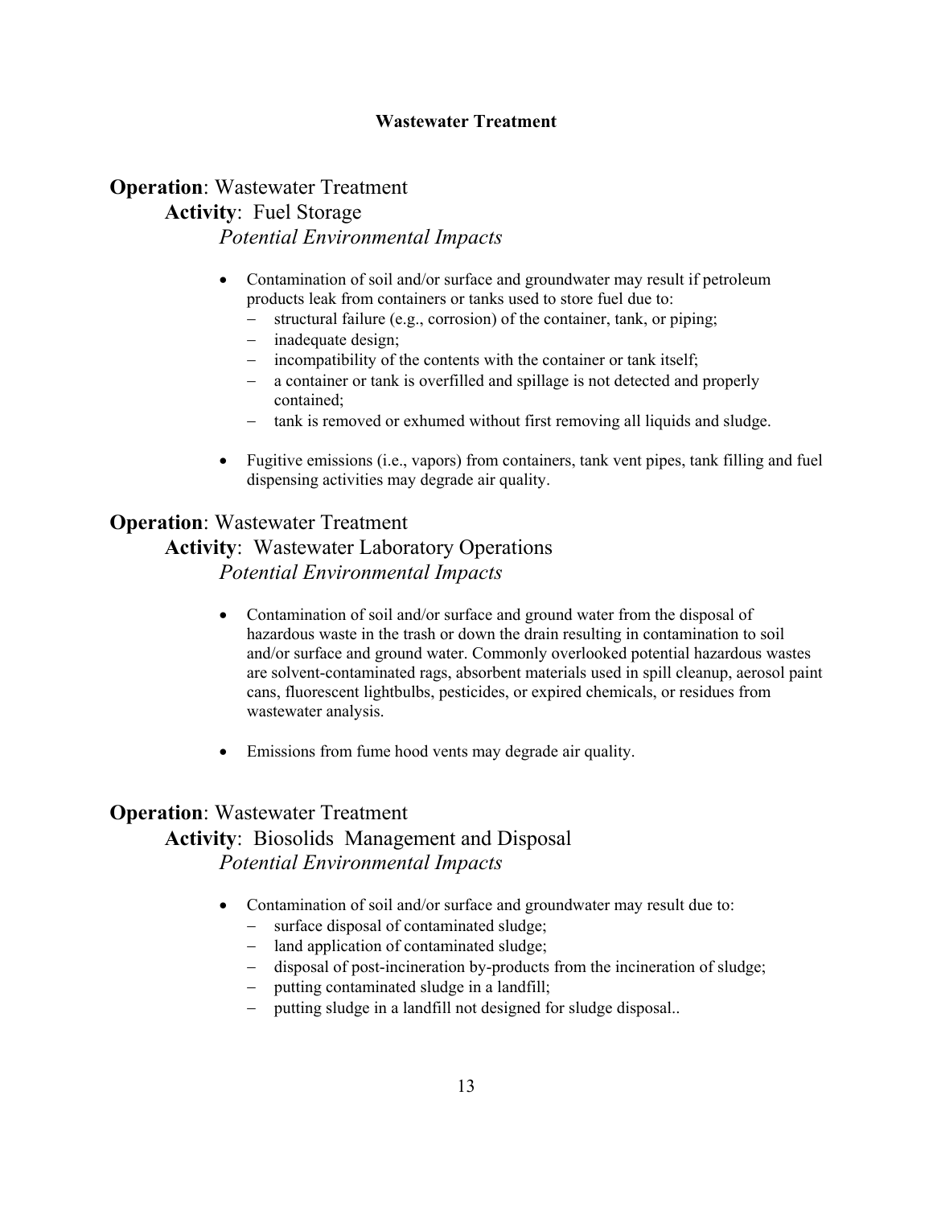## Wastewater Treatment

**Operation**: Wastewater Treatment

**Activity**: Fuel Storage

*Potential Environmental Impacts*

- Contamination of soil and/or surface and groundwater may result if petroleum products leak from containers or tanks used to store fuel due to:
  - structural failure (e.g., corrosion) of the container, tank, or piping;
  - inadequate design;
  - incompatibility of the contents with the container or tank itself;
  - a container or tank is overfilled and spillage is not detected and properly contained;
  - tank is removed or exhumed without first removing all liquids and sludge.
- Fugitive emissions (i.e., vapors) from containers, tank vent pipes, tank filling and fuel dispensing activities may degrade air quality.

**Operation**: Wastewater Treatment

**Activity**: Wastewater Laboratory Operations

*Potential Environmental Impacts*

- Contamination of soil and/or surface and ground water from the disposal of hazardous waste in the trash or down the drain resulting in contamination to soil and/or surface and ground water. Commonly overlooked potential hazardous wastes are solvent-contaminated rags, absorbent materials used in spill cleanup, aerosol paint cans, fluorescent lightbulbs, pesticides, or expired chemicals, or residues from wastewater analysis.
- Emissions from fume hood vents may degrade air quality.

**Operation**: Wastewater Treatment

**Activity**: Biosolids Management and Disposal

*Potential Environmental Impacts*

- Contamination of soil and/or surface and groundwater may result due to:
  - surface disposal of contaminated sludge;
  - land application of contaminated sludge;
  - disposal of post-incineration by-products from the incineration of sludge;
  - putting contaminated sludge in a landfill;
  - putting sludge in a landfill not designed for sludge disposal..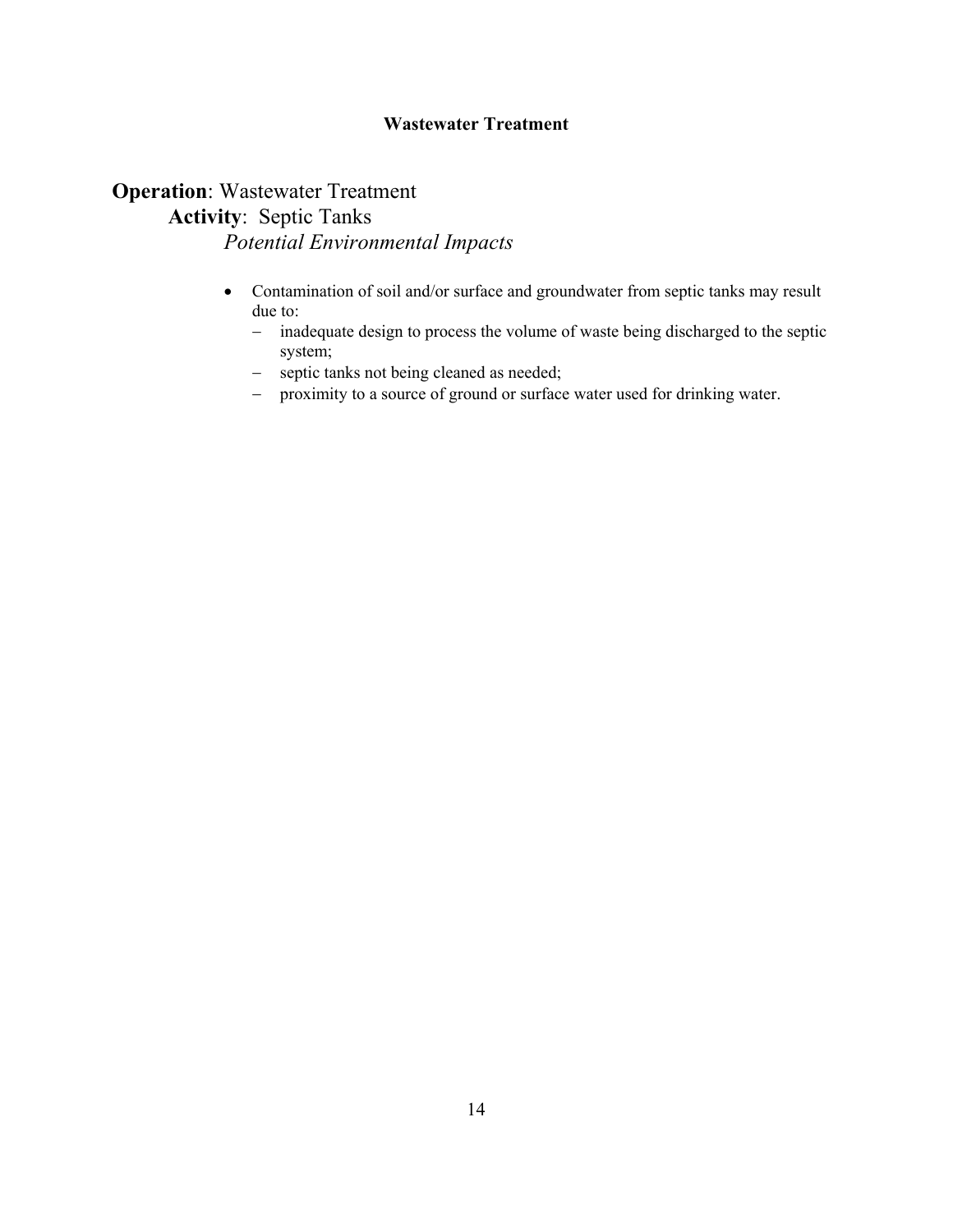## Wastewater Treatment

**Operation**: Wastewater Treatment

**Activity**: Septic Tanks

*Potential Environmental Impacts*

- Contamination of soil and/or surface and groundwater from septic tanks may result due to:
  - inadequate design to process the volume of waste being discharged to the septic system;
  - septic tanks not being cleaned as needed;
  - proximity to a source of ground or surface water used for drinking water.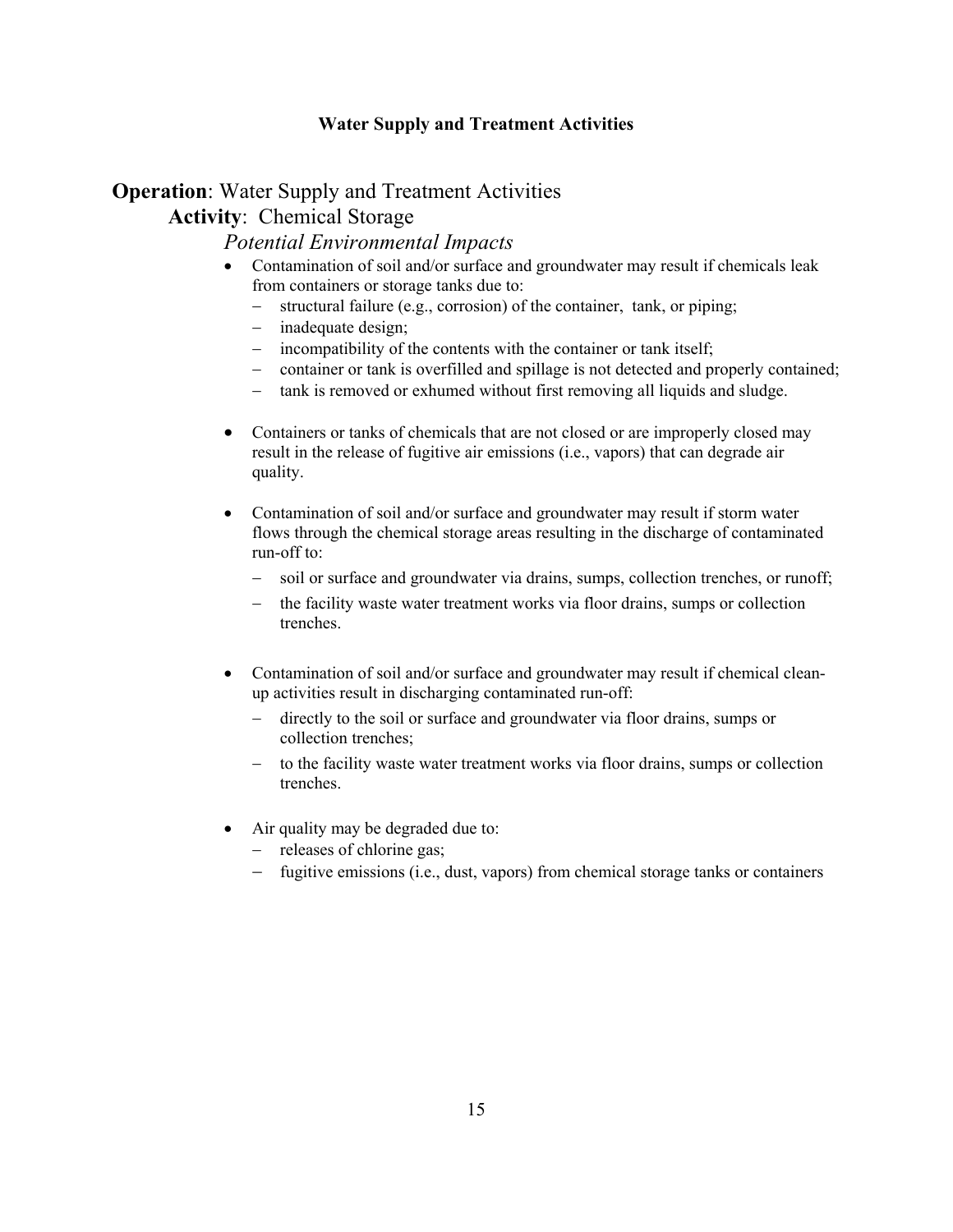**Water Supply and Treatment Activities**

**Operation**: Water Supply and Treatment Activities

**Activity**: Chemical Storage

*Potential Environmental Impacts*

- Contamination of soil and/or surface and groundwater may result if chemicals leak from containers or storage tanks due to:
  - structural failure (e.g., corrosion) of the container, tank, or piping;
  - inadequate design;
  - incompatibility of the contents with the container or tank itself;
  - container or tank is overfilled and spillage is not detected and properly contained;
  - tank is removed or exhumed without first removing all liquids and sludge.

- Containers or tanks of chemicals that are not closed or are improperly closed may result in the release of fugitive air emissions (i.e., vapors) that can degrade air quality.

- Contamination of soil and/or surface and groundwater may result if storm water flows through the chemical storage areas resulting in the discharge of contaminated run-off to:
  - soil or surface and groundwater via drains, sumps, collection trenches, or runoff;
  - the facility waste water treatment works via floor drains, sumps or collection trenches.

- Contamination of soil and/or surface and groundwater may result if chemical clean-up activities result in discharging contaminated run-off:
  - directly to the soil or surface and groundwater via floor drains, sumps or collection trenches;
  - to the facility waste water treatment works via floor drains, sumps or collection trenches.

- Air quality may be degraded due to:
  - releases of chlorine gas;
  - fugitive emissions (i.e., dust, vapors) from chemical storage tanks or containers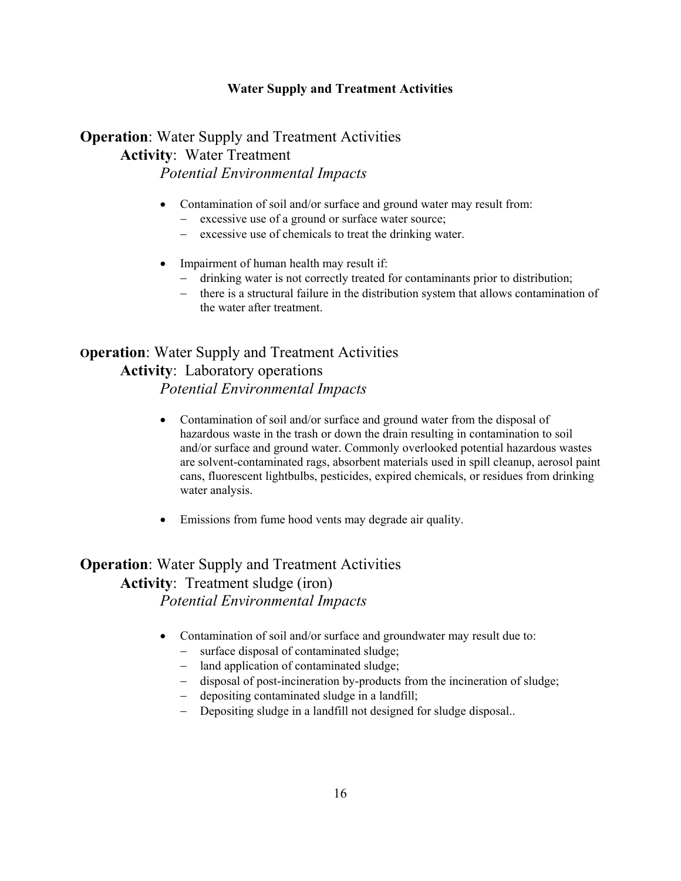## Water Supply and Treatment Activities

**Operation**: Water Supply and Treatment Activities

**Activity**: Water Treatment

*Potential Environmental Impacts*

- Contamination of soil and/or surface and ground water may result from:
  - excessive use of a ground or surface water source;
  - excessive use of chemicals to treat the drinking water.
- Impairment of human health may result if:
  - drinking water is not correctly treated for contaminants prior to distribution;
  - there is a structural failure in the distribution system that allows contamination of the water after treatment.

**Operation**: Water Supply and Treatment Activities

**Activity**: Laboratory operations

*Potential Environmental Impacts*

- Contamination of soil and/or surface and ground water from the disposal of hazardous waste in the trash or down the drain resulting in contamination to soil and/or surface and ground water. Commonly overlooked potential hazardous wastes are solvent-contaminated rags, absorbent materials used in spill cleanup, aerosol paint cans, fluorescent lightbulbs, pesticides, expired chemicals, or residues from drinking water analysis.
- Emissions from fume hood vents may degrade air quality.

**Operation**: Water Supply and Treatment Activities

**Activity**: Treatment sludge (iron)

*Potential Environmental Impacts*

- Contamination of soil and/or surface and groundwater may result due to:
  - surface disposal of contaminated sludge;
  - land application of contaminated sludge;
  - disposal of post-incineration by-products from the incineration of sludge;
  - depositing contaminated sludge in a landfill;
  - Depositing sludge in a landfill not designed for sludge disposal..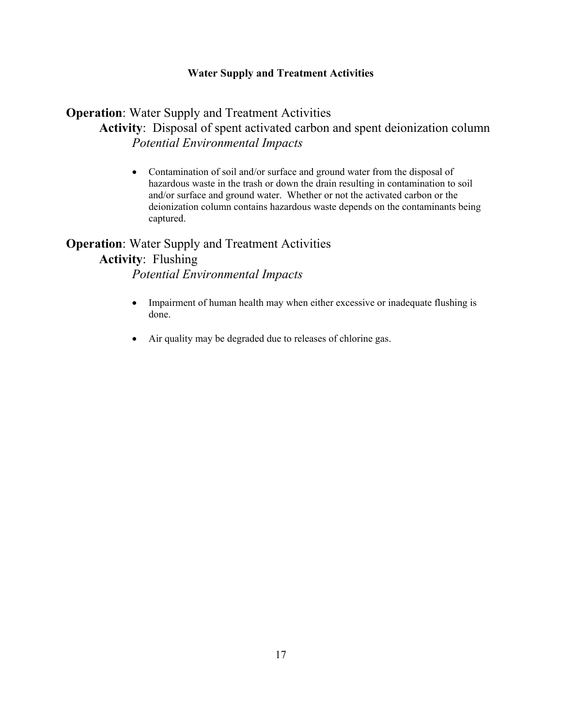**Water Supply and Treatment Activities**

**Operation**: Water Supply and Treatment Activities

**Activity**: Disposal of spent activated carbon and spent deionization column

*Potential Environmental Impacts*

- Contamination of soil and/or surface and ground water from the disposal of hazardous waste in the trash or down the drain resulting in contamination to soil and/or surface and ground water. Whether or not the activated carbon or the deionization column contains hazardous waste depends on the contaminants being captured.

**Operation**: Water Supply and Treatment Activities

**Activity**: Flushing

*Potential Environmental Impacts*

- Impairment of human health may when either excessive or inadequate flushing is done.

- Air quality may be degraded due to releases of chlorine gas.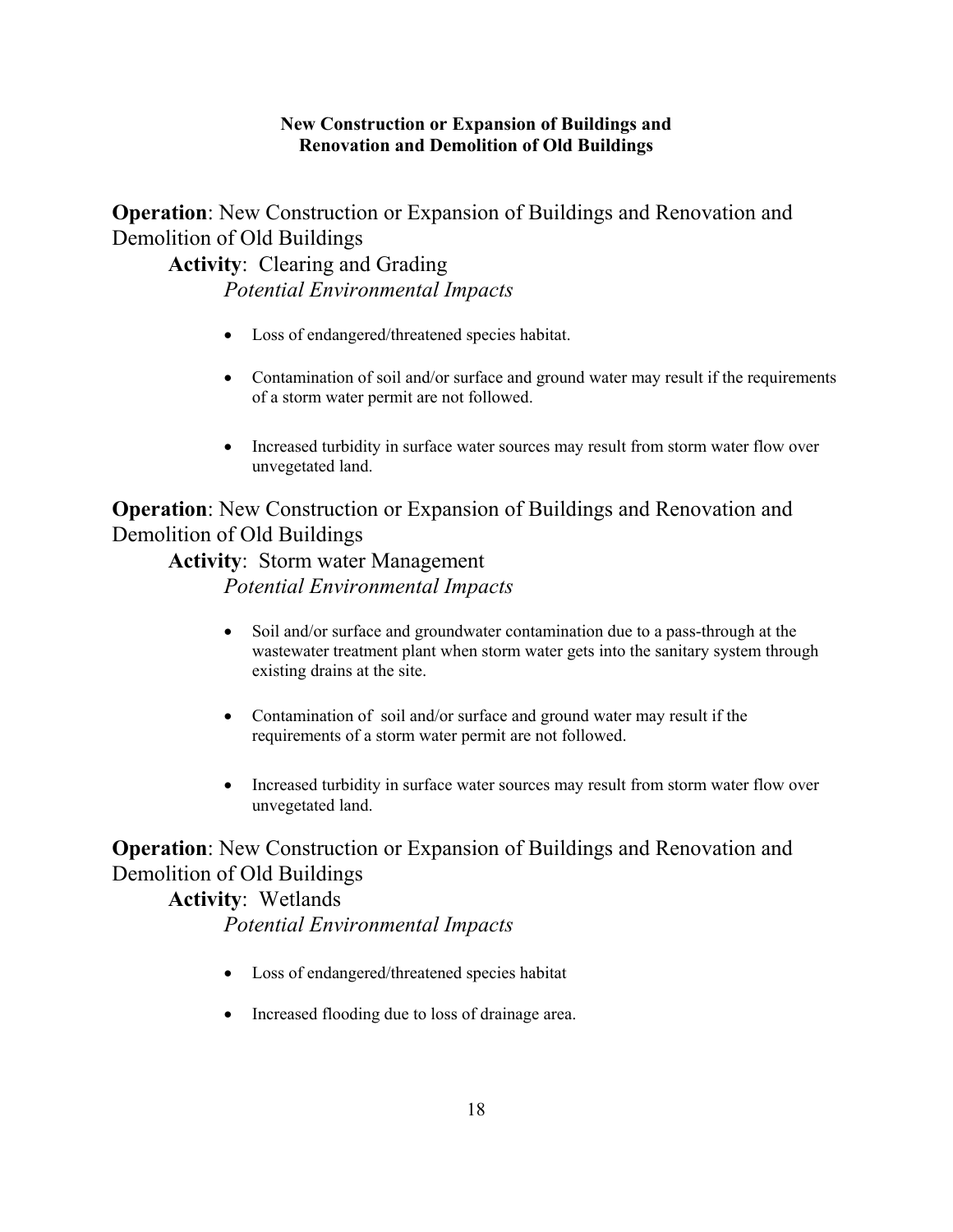## New Construction or Expansion of Buildings and Renovation and Demolition of Old Buildings

**Operation**: New Construction or Expansion of Buildings and Renovation and Demolition of Old Buildings

**Activity**: Clearing and Grading

*Potential Environmental Impacts*

- Loss of endangered/threatened species habitat.
- Contamination of soil and/or surface and ground water may result if the requirements of a storm water permit are not followed.
- Increased turbidity in surface water sources may result from storm water flow over unvegetated land.

**Operation**: New Construction or Expansion of Buildings and Renovation and Demolition of Old Buildings

**Activity**: Storm water Management

*Potential Environmental Impacts*

- Soil and/or surface and groundwater contamination due to a pass-through at the wastewater treatment plant when storm water gets into the sanitary system through existing drains at the site.
- Contamination of soil and/or surface and ground water may result if the requirements of a storm water permit are not followed.
- Increased turbidity in surface water sources may result from storm water flow over unvegetated land.

**Operation**: New Construction or Expansion of Buildings and Renovation and Demolition of Old Buildings

**Activity**: Wetlands

*Potential Environmental Impacts*

- Loss of endangered/threatened species habitat
- Increased flooding due to loss of drainage area.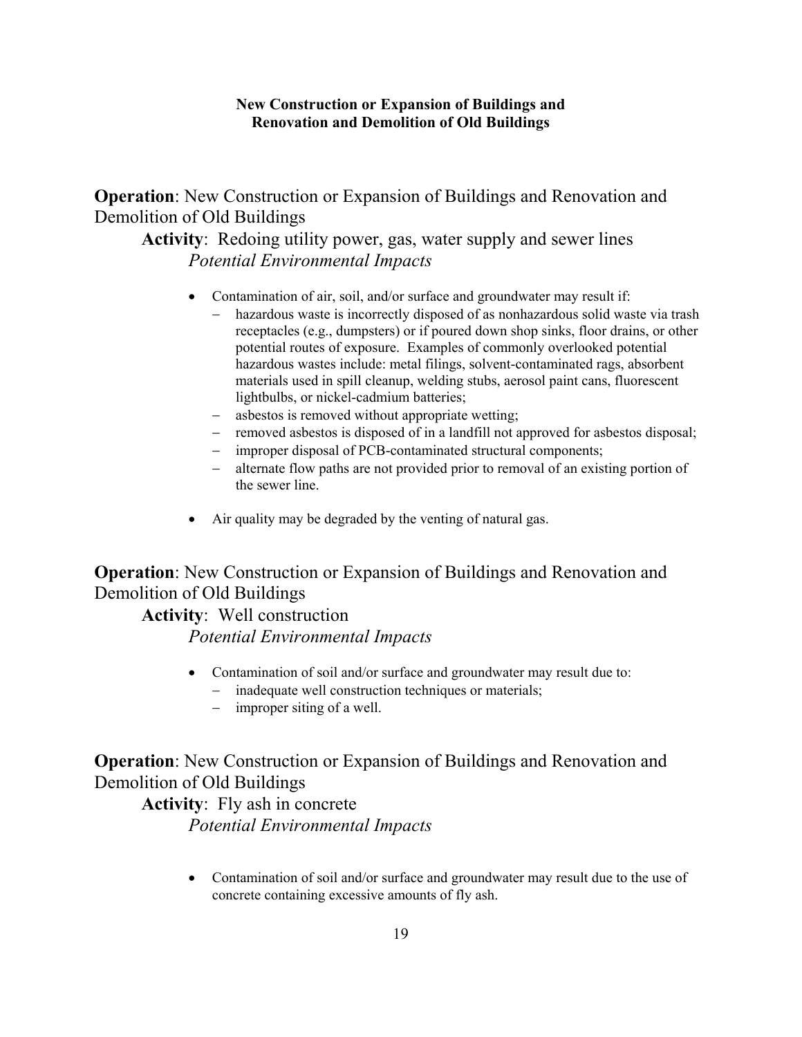**New Construction or Expansion of Buildings and Renovation and Demolition of Old Buildings**

**Operation**: New Construction or Expansion of Buildings and Renovation and Demolition of Old Buildings

**Activity**: Redoing utility power, gas, water supply and sewer lines

*Potential Environmental Impacts*

- Contamination of air, soil, and/or surface and groundwater may result if:
  - hazardous waste is incorrectly disposed of as nonhazardous solid waste via trash receptacles (e.g., dumpsters) or if poured down shop sinks, floor drains, or other potential routes of exposure. Examples of commonly overlooked potential hazardous wastes include: metal filings, solvent-contaminated rags, absorbent materials used in spill cleanup, welding stubs, aerosol paint cans, fluorescent lightbulbs, or nickel-cadmium batteries;
  - asbestos is removed without appropriate wetting;
  - removed asbestos is disposed of in a landfill not approved for asbestos disposal;
  - improper disposal of PCB-contaminated structural components;
  - alternate flow paths are not provided prior to removal of an existing portion of the sewer line.
- Air quality may be degraded by the venting of natural gas.

**Operation**: New Construction or Expansion of Buildings and Renovation and Demolition of Old Buildings

**Activity**: Well construction

*Potential Environmental Impacts*

- Contamination of soil and/or surface and groundwater may result due to:
  - inadequate well construction techniques or materials;
  - improper siting of a well.

**Operation**: New Construction or Expansion of Buildings and Renovation and Demolition of Old Buildings

**Activity**: Fly ash in concrete

*Potential Environmental Impacts*

- Contamination of soil and/or surface and groundwater may result due to the use of concrete containing excessive amounts of fly ash.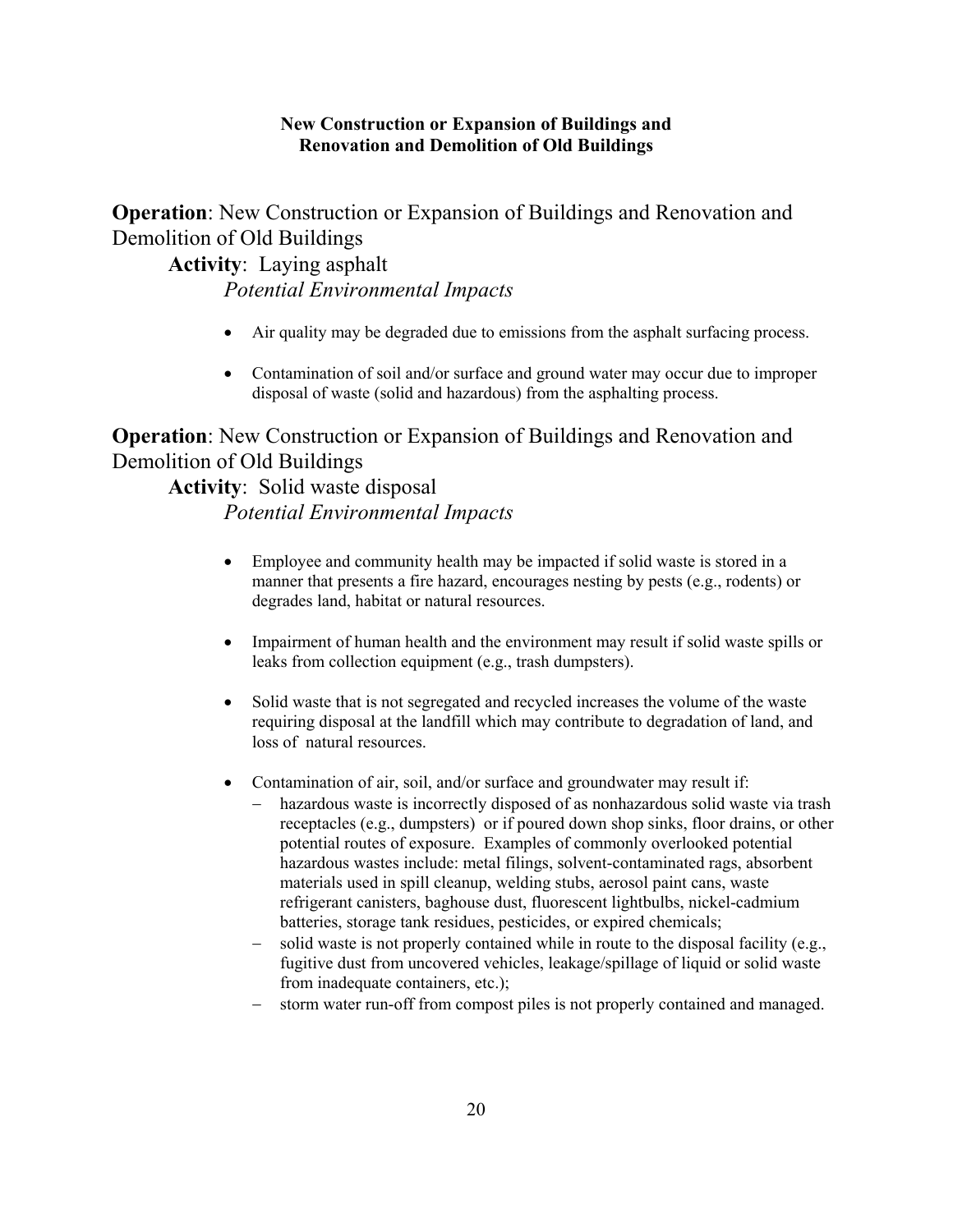**New Construction or Expansion of Buildings and Renovation and Demolition of Old Buildings**

**Operation**: New Construction or Expansion of Buildings and Renovation and Demolition of Old Buildings

**Activity**: Laying asphalt

*Potential Environmental Impacts*

- Air quality may be degraded due to emissions from the asphalt surfacing process.
- Contamination of soil and/or surface and ground water may occur due to improper disposal of waste (solid and hazardous) from the asphalting process.

**Operation**: New Construction or Expansion of Buildings and Renovation and Demolition of Old Buildings

**Activity**: Solid waste disposal

*Potential Environmental Impacts*

- Employee and community health may be impacted if solid waste is stored in a manner that presents a fire hazard, encourages nesting by pests (e.g., rodents) or degrades land, habitat or natural resources.
- Impairment of human health and the environment may result if solid waste spills or leaks from collection equipment (e.g., trash dumpsters).
- Solid waste that is not segregated and recycled increases the volume of the waste requiring disposal at the landfill which may contribute to degradation of land, and loss of natural resources.
- Contamination of air, soil, and/or surface and groundwater may result if:
  - hazardous waste is incorrectly disposed of as nonhazardous solid waste via trash receptacles (e.g., dumpsters) or if poured down shop sinks, floor drains, or other potential routes of exposure. Examples of commonly overlooked potential hazardous wastes include: metal filings, solvent-contaminated rags, absorbent materials used in spill cleanup, welding stubs, aerosol paint cans, waste refrigerant canisters, baghouse dust, fluorescent lightbulbs, nickel-cadmium batteries, storage tank residues, pesticides, or expired chemicals;
  - solid waste is not properly contained while in route to the disposal facility (e.g., fugitive dust from uncovered vehicles, leakage/spillage of liquid or solid waste from inadequate containers, etc.);
  - storm water run-off from compost piles is not properly contained and managed.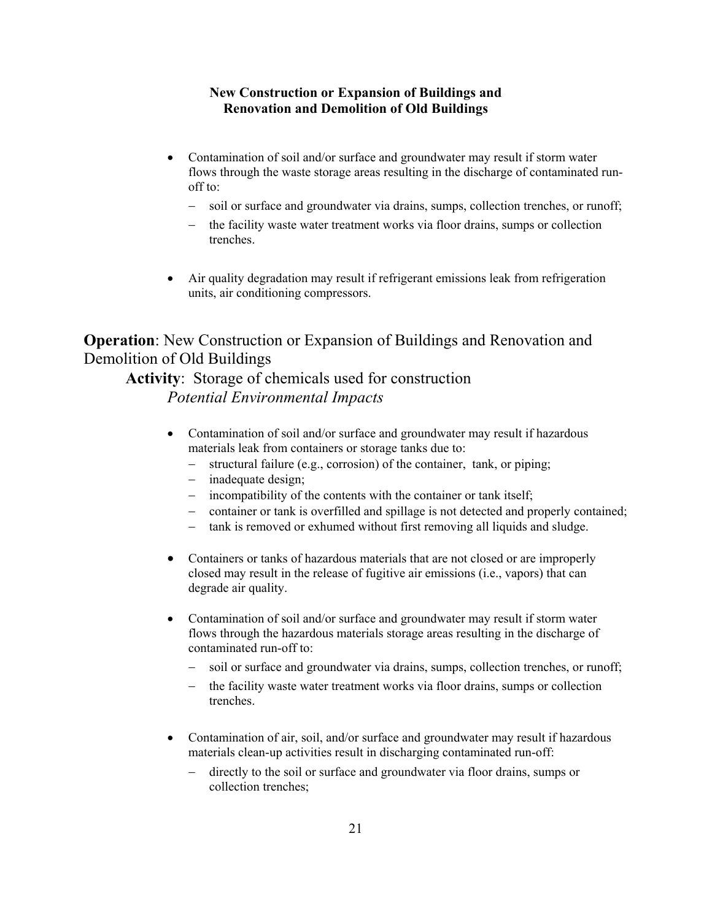**New Construction or Expansion of Buildings and Renovation and Demolition of Old Buildings**

- Contamination of soil and/or surface and groundwater may result if storm water flows through the waste storage areas resulting in the discharge of contaminated run-off to:
  - soil or surface and groundwater via drains, sumps, collection trenches, or runoff;
  - the facility waste water treatment works via floor drains, sumps or collection trenches.

- Air quality degradation may result if refrigerant emissions leak from refrigeration units, air conditioning compressors.

## **Operation**: New Construction or Expansion of Buildings and Renovation and Demolition of Old Buildings

### **Activity**: Storage of chemicals used for construction

*Potential Environmental Impacts*

- Contamination of soil and/or surface and groundwater may result if hazardous materials leak from containers or storage tanks due to:
  - structural failure (e.g., corrosion) of the container, tank, or piping;
  - inadequate design;
  - incompatibility of the contents with the container or tank itself;
  - container or tank is overfilled and spillage is not detected and properly contained;
  - tank is removed or exhumed without first removing all liquids and sludge.

- Containers or tanks of hazardous materials that are not closed or are improperly closed may result in the release of fugitive air emissions (i.e., vapors) that can degrade air quality.

- Contamination of soil and/or surface and groundwater may result if storm water flows through the hazardous materials storage areas resulting in the discharge of contaminated run-off to:
  - soil or surface and groundwater via drains, sumps, collection trenches, or runoff;
  - the facility waste water treatment works via floor drains, sumps or collection trenches.

- Contamination of air, soil, and/or surface and groundwater may result if hazardous materials clean-up activities result in discharging contaminated run-off:
  - directly to the soil or surface and groundwater via floor drains, sumps or collection trenches;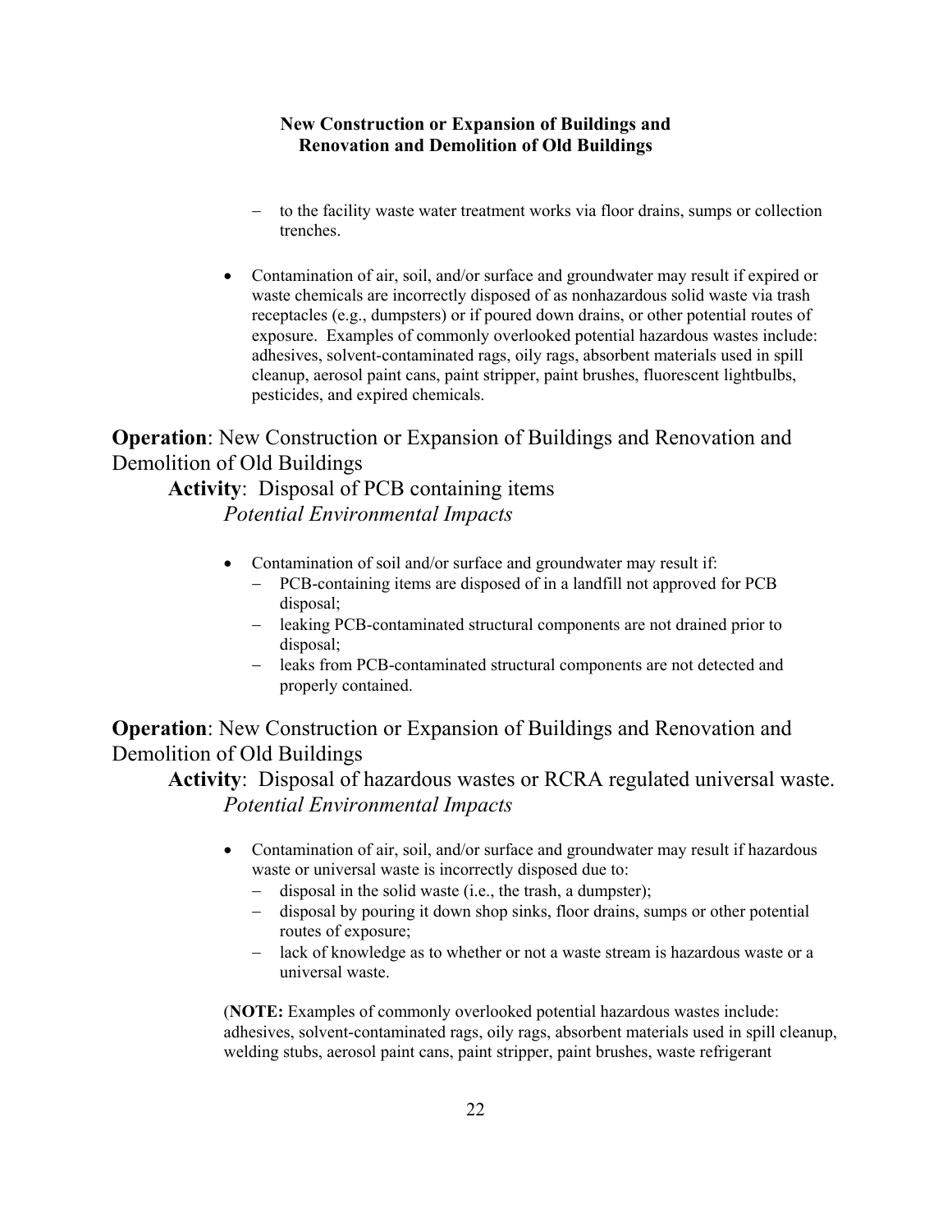- to the facility waste water treatment works via floor drains, sumps or collection trenches.

- Contamination of air, soil, and/or surface and groundwater may result if expired or waste chemicals are incorrectly disposed of as nonhazardous solid waste via trash receptacles (e.g., dumpsters) or if poured down drains, or other potential routes of exposure. Examples of commonly overlooked potential hazardous wastes include: adhesives, solvent-contaminated rags, oily rags, absorbent materials used in spill cleanup, aerosol paint cans, paint stripper, paint brushes, fluorescent lightbulbs, pesticides, and expired chemicals.

**Operation**: New Construction or Expansion of Buildings and Renovation and Demolition of Old Buildings

**Activity**: Disposal of PCB containing items

*Potential Environmental Impacts*

- Contamination of soil and/or surface and groundwater may result if:
  - PCB-containing items are disposed of in a landfill not approved for PCB disposal;
  - leaking PCB-contaminated structural components are not drained prior to disposal;
  - leaks from PCB-contaminated structural components are not detected and properly contained.

**Operation**: New Construction or Expansion of Buildings and Renovation and Demolition of Old Buildings

**Activity**: Disposal of hazardous wastes or RCRA regulated universal waste.

*Potential Environmental Impacts*

- Contamination of air, soil, and/or surface and groundwater may result if hazardous waste or universal waste is incorrectly disposed due to:
  - disposal in the solid waste (i.e., the trash, a dumpster);
  - disposal by pouring it down shop sinks, floor drains, sumps or other potential routes of exposure;
  - lack of knowledge as to whether or not a waste stream is hazardous waste or a universal waste.

(**NOTE:** Examples of commonly overlooked potential hazardous wastes include: adhesives, solvent-contaminated rags, oily rags, absorbent materials used in spill cleanup, welding stubs, aerosol paint cans, paint stripper, paint brushes, waste refrigerant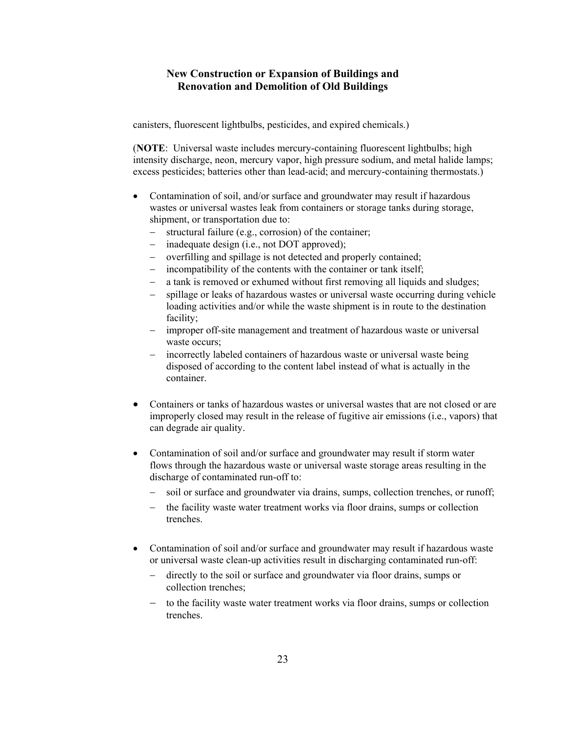canisters, fluorescent lightbulbs, pesticides, and expired chemicals.)

(**NOTE**: Universal waste includes mercury-containing fluorescent lightbulbs; high intensity discharge, neon, mercury vapor, high pressure sodium, and metal halide lamps; excess pesticides; batteries other than lead-acid; and mercury-containing thermostats.)

- Contamination of soil, and/or surface and groundwater may result if hazardous wastes or universal wastes leak from containers or storage tanks during storage, shipment, or transportation due to:
  - structural failure (e.g., corrosion) of the container;
  - inadequate design (i.e., not DOT approved);
  - overfilling and spillage is not detected and properly contained;
  - incompatibility of the contents with the container or tank itself;
  - a tank is removed or exhumed without first removing all liquids and sludges;
  - spillage or leaks of hazardous wastes or universal waste occurring during vehicle loading activities and/or while the waste shipment is in route to the destination facility;
  - improper off-site management and treatment of hazardous waste or universal waste occurs;
  - incorrectly labeled containers of hazardous waste or universal waste being disposed of according to the content label instead of what is actually in the container.

- Containers or tanks of hazardous wastes or universal wastes that are not closed or are improperly closed may result in the release of fugitive air emissions (i.e., vapors) that can degrade air quality.

- Contamination of soil and/or surface and groundwater may result if storm water flows through the hazardous waste or universal waste storage areas resulting in the discharge of contaminated run-off to:
  - soil or surface and groundwater via drains, sumps, collection trenches, or runoff;
  - the facility waste water treatment works via floor drains, sumps or collection trenches.

- Contamination of soil and/or surface and groundwater may result if hazardous waste or universal waste clean-up activities result in discharging contaminated run-off:
  - directly to the soil or surface and groundwater via floor drains, sumps or collection trenches;
  - to the facility waste water treatment works via floor drains, sumps or collection trenches.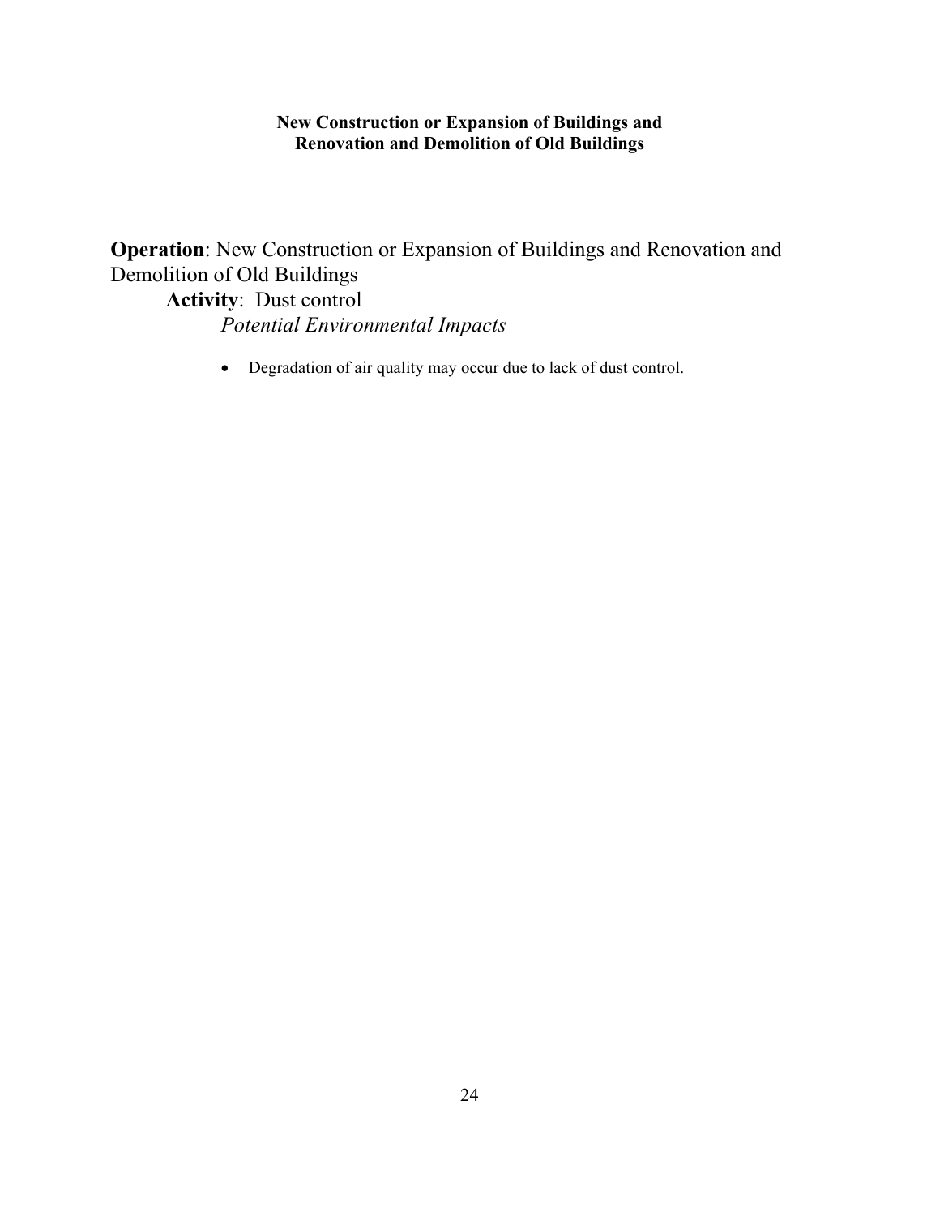# New Construction or Expansion of Buildings and Renovation and Demolition of Old Buildings

**Operation**: New Construction or Expansion of Buildings and Renovation and Demolition of Old Buildings

**Activity**: Dust control

*Potential Environmental Impacts*

- Degradation of air quality may occur due to lack of dust control.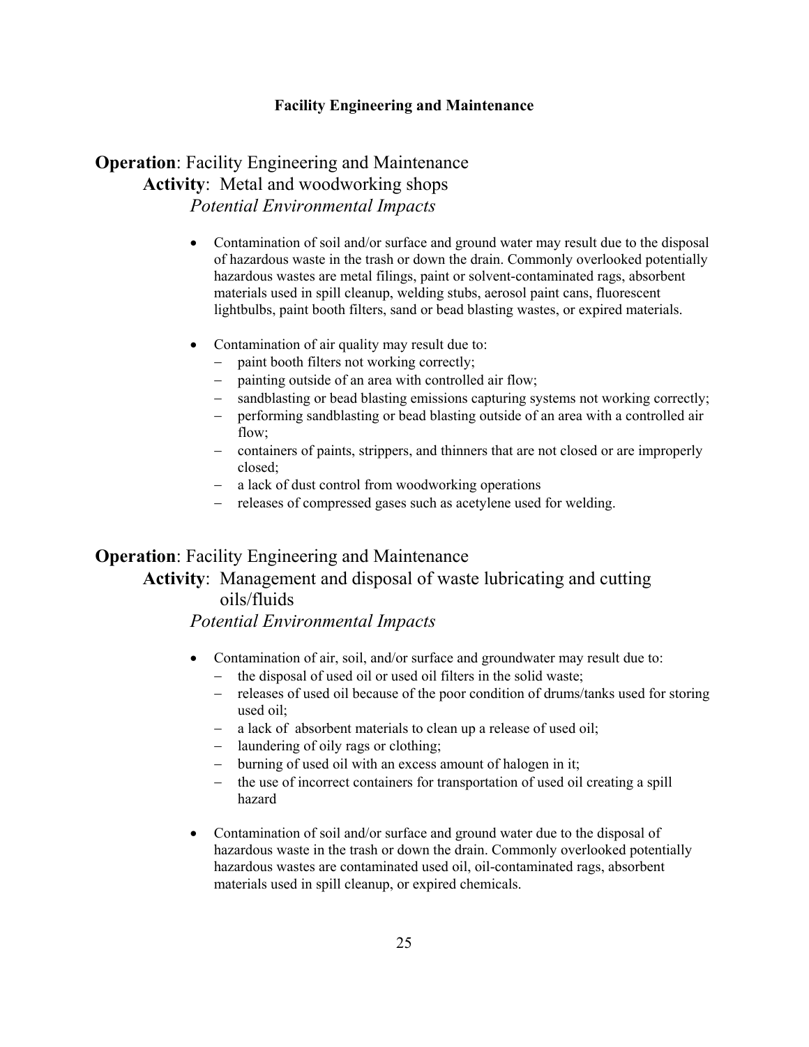## Facility Engineering and Maintenance

**Operation**: Facility Engineering and Maintenance

**Activity**: Metal and woodworking shops

*Potential Environmental Impacts*

- Contamination of soil and/or surface and ground water may result due to the disposal of hazardous waste in the trash or down the drain. Commonly overlooked potentially hazardous wastes are metal filings, paint or solvent-contaminated rags, absorbent materials used in spill cleanup, welding stubs, aerosol paint cans, fluorescent lightbulbs, paint booth filters, sand or bead blasting wastes, or expired materials.
- Contamination of air quality may result due to:
  - paint booth filters not working correctly;
  - painting outside of an area with controlled air flow;
  - sandblasting or bead blasting emissions capturing systems not working correctly;
  - performing sandblasting or bead blasting outside of an area with a controlled air flow;
  - containers of paints, strippers, and thinners that are not closed or are improperly closed;
  - a lack of dust control from woodworking operations
  - releases of compressed gases such as acetylene used for welding.

**Operation**: Facility Engineering and Maintenance

**Activity**: Management and disposal of waste lubricating and cutting oils/fluids

*Potential Environmental Impacts*

- Contamination of air, soil, and/or surface and groundwater may result due to:
  - the disposal of used oil or used oil filters in the solid waste;
  - releases of used oil because of the poor condition of drums/tanks used for storing used oil;
  - a lack of absorbent materials to clean up a release of used oil;
  - laundering of oily rags or clothing;
  - burning of used oil with an excess amount of halogen in it;
  - the use of incorrect containers for transportation of used oil creating a spill hazard
- Contamination of soil and/or surface and ground water due to the disposal of hazardous waste in the trash or down the drain. Commonly overlooked potentially hazardous wastes are contaminated used oil, oil-contaminated rags, absorbent materials used in spill cleanup, or expired chemicals.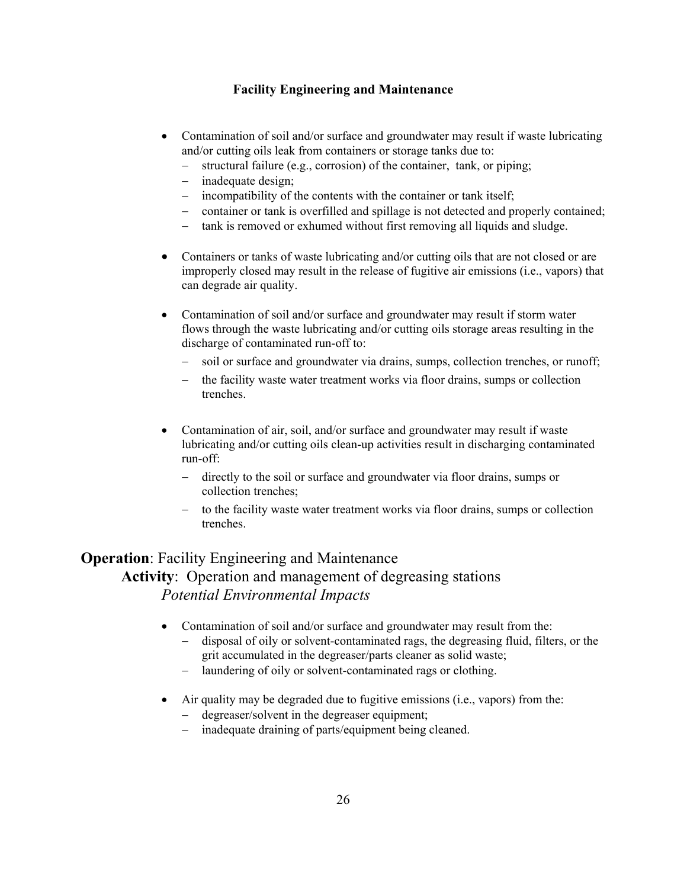**Facility Engineering and Maintenance**

- Contamination of soil and/or surface and groundwater may result if waste lubricating and/or cutting oils leak from containers or storage tanks due to:
  - structural failure (e.g., corrosion) of the container, tank, or piping;
  - inadequate design;
  - incompatibility of the contents with the container or tank itself;
  - container or tank is overfilled and spillage is not detected and properly contained;
  - tank is removed or exhumed without first removing all liquids and sludge.

- Containers or tanks of waste lubricating and/or cutting oils that are not closed or are improperly closed may result in the release of fugitive air emissions (i.e., vapors) that can degrade air quality.

- Contamination of soil and/or surface and groundwater may result if storm water flows through the waste lubricating and/or cutting oils storage areas resulting in the discharge of contaminated run-off to:
  - soil or surface and groundwater via drains, sumps, collection trenches, or runoff;
  - the facility waste water treatment works via floor drains, sumps or collection trenches.

- Contamination of air, soil, and/or surface and groundwater may result if waste lubricating and/or cutting oils clean-up activities result in discharging contaminated run-off:
  - directly to the soil or surface and groundwater via floor drains, sumps or collection trenches;
  - to the facility waste water treatment works via floor drains, sumps or collection trenches.

## **Operation**: Facility Engineering and Maintenance

### **Activity**: Operation and management of degreasing stations

*Potential Environmental Impacts*

- Contamination of soil and/or surface and groundwater may result from the:
  - disposal of oily or solvent-contaminated rags, the degreasing fluid, filters, or the grit accumulated in the degreaser/parts cleaner as solid waste;
  - laundering of oily or solvent-contaminated rags or clothing.

- Air quality may be degraded due to fugitive emissions (i.e., vapors) from the:
  - degreaser/solvent in the degreaser equipment;
  - inadequate draining of parts/equipment being cleaned.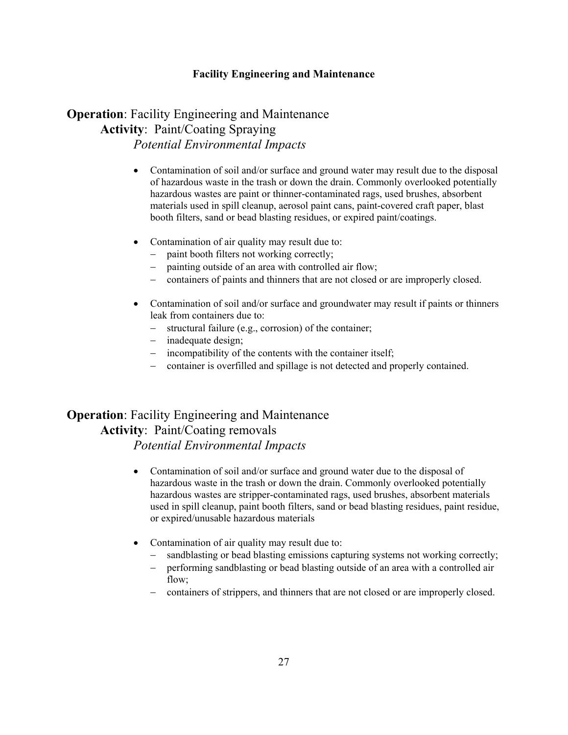### Facility Engineering and Maintenance

**Operation**: Facility Engineering and Maintenance

**Activity**: Paint/Coating Spraying

*Potential Environmental Impacts*

- Contamination of soil and/or surface and ground water may result due to the disposal of hazardous waste in the trash or down the drain. Commonly overlooked potentially hazardous wastes are paint or thinner-contaminated rags, used brushes, absorbent materials used in spill cleanup, aerosol paint cans, paint-covered craft paper, blast booth filters, sand or bead blasting residues, or expired paint/coatings.

- Contamination of air quality may result due to:
  - paint booth filters not working correctly;
  - painting outside of an area with controlled air flow;
  - containers of paints and thinners that are not closed or are improperly closed.

- Contamination of soil and/or surface and groundwater may result if paints or thinners leak from containers due to:
  - structural failure (e.g., corrosion) of the container;
  - inadequate design;
  - incompatibility of the contents with the container itself;
  - container is overfilled and spillage is not detected and properly contained.

**Operation**: Facility Engineering and Maintenance

**Activity**: Paint/Coating removals

*Potential Environmental Impacts*

- Contamination of soil and/or surface and ground water due to the disposal of hazardous waste in the trash or down the drain. Commonly overlooked potentially hazardous wastes are stripper-contaminated rags, used brushes, absorbent materials used in spill cleanup, paint booth filters, sand or bead blasting residues, paint residue, or expired/unusable hazardous materials

- Contamination of air quality may result due to:
  - sandblasting or bead blasting emissions capturing systems not working correctly;
  - performing sandblasting or bead blasting outside of an area with a controlled air flow;
  - containers of strippers, and thinners that are not closed or are improperly closed.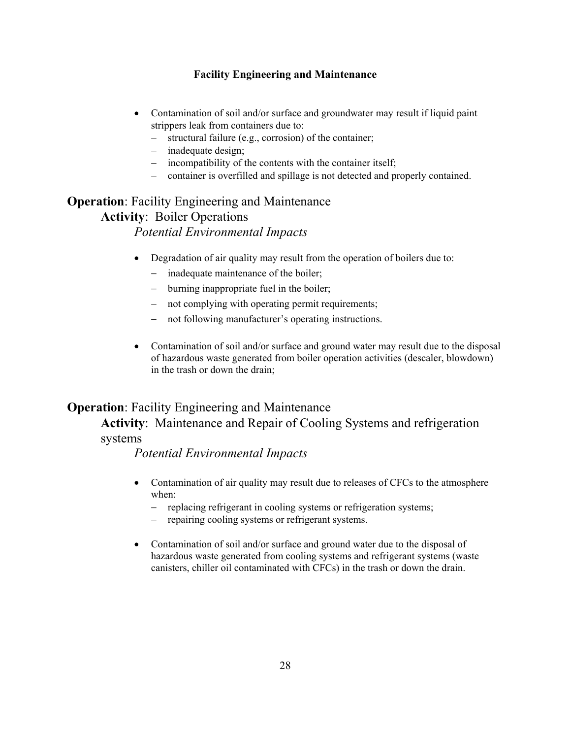- Contamination of soil and/or surface and groundwater may result if liquid paint strippers leak from containers due to:
  - structural failure (e.g., corrosion) of the container;
  - inadequate design;
  - incompatibility of the contents with the container itself;
  - container is overfilled and spillage is not detected and properly contained.

**Operation**: Facility Engineering and Maintenance

**Activity**: Boiler Operations

*Potential Environmental Impacts*

- Degradation of air quality may result from the operation of boilers due to:
  - inadequate maintenance of the boiler;
  - burning inappropriate fuel in the boiler;
  - not complying with operating permit requirements;
  - not following manufacturer's operating instructions.

- Contamination of soil and/or surface and ground water may result due to the disposal of hazardous waste generated from boiler operation activities (descaler, blowdown) in the trash or down the drain;

**Operation**: Facility Engineering and Maintenance

**Activity**: Maintenance and Repair of Cooling Systems and refrigeration systems

*Potential Environmental Impacts*

- Contamination of air quality may result due to releases of CFCs to the atmosphere when:
  - replacing refrigerant in cooling systems or refrigeration systems;
  - repairing cooling systems or refrigerant systems.

- Contamination of soil and/or surface and ground water due to the disposal of hazardous waste generated from cooling systems and refrigerant systems (waste canisters, chiller oil contaminated with CFCs) in the trash or down the drain.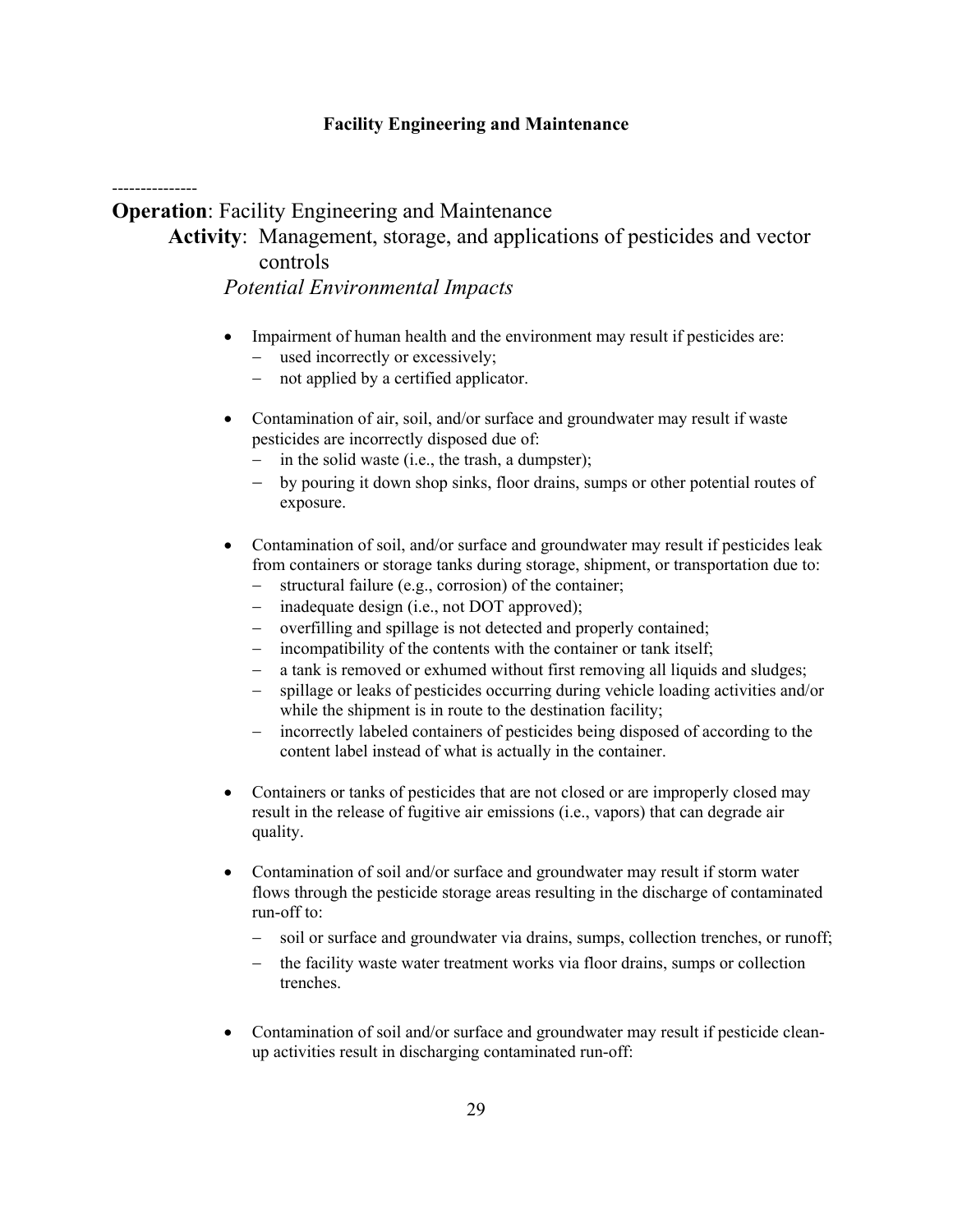## Facility Engineering and Maintenance

---------------

**Operation**: Facility Engineering and Maintenance

**Activity**: Management, storage, and applications of pesticides and vector controls

*Potential Environmental Impacts*

- Impairment of human health and the environment may result if pesticides are:
  - used incorrectly or excessively;
  - not applied by a certified applicator.

- Contamination of air, soil, and/or surface and groundwater may result if waste pesticides are incorrectly disposed due of:
  - in the solid waste (i.e., the trash, a dumpster);
  - by pouring it down shop sinks, floor drains, sumps or other potential routes of exposure.

- Contamination of soil, and/or surface and groundwater may result if pesticides leak from containers or storage tanks during storage, shipment, or transportation due to:
  - structural failure (e.g., corrosion) of the container;
  - inadequate design (i.e., not DOT approved);
  - overfilling and spillage is not detected and properly contained;
  - incompatibility of the contents with the container or tank itself;
  - a tank is removed or exhumed without first removing all liquids and sludges;
  - spillage or leaks of pesticides occurring during vehicle loading activities and/or while the shipment is in route to the destination facility;
  - incorrectly labeled containers of pesticides being disposed of according to the content label instead of what is actually in the container.

- Containers or tanks of pesticides that are not closed or are improperly closed may result in the release of fugitive air emissions (i.e., vapors) that can degrade air quality.

- Contamination of soil and/or surface and groundwater may result if storm water flows through the pesticide storage areas resulting in the discharge of contaminated run-off to:
  - soil or surface and groundwater via drains, sumps, collection trenches, or runoff;
  - the facility waste water treatment works via floor drains, sumps or collection trenches.

- Contamination of soil and/or surface and groundwater may result if pesticide clean-up activities result in discharging contaminated run-off: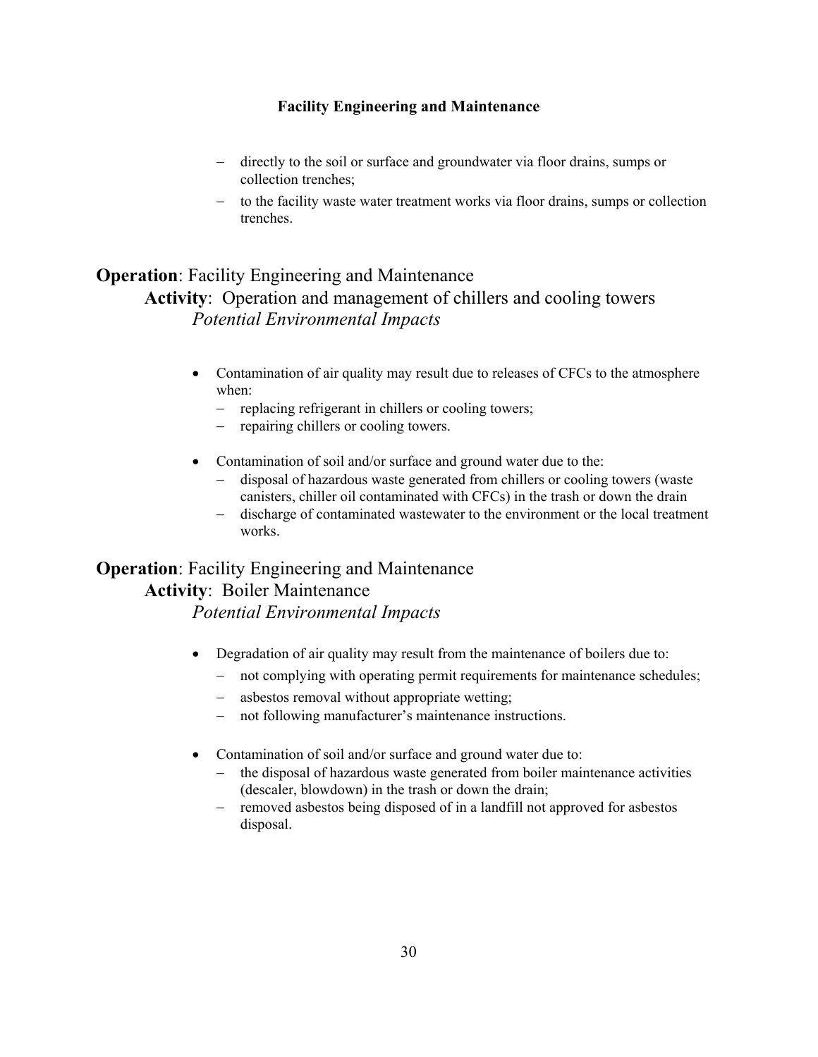- directly to the soil or surface and groundwater via floor drains, sumps or collection trenches;
- to the facility waste water treatment works via floor drains, sumps or collection trenches.

**Operation**: Facility Engineering and Maintenance

**Activity**: Operation and management of chillers and cooling towers

*Potential Environmental Impacts*

- Contamination of air quality may result due to releases of CFCs to the atmosphere when:
  - replacing refrigerant in chillers or cooling towers;
  - repairing chillers or cooling towers.
- Contamination of soil and/or surface and ground water due to the:
  - disposal of hazardous waste generated from chillers or cooling towers (waste canisters, chiller oil contaminated with CFCs) in the trash or down the drain
  - discharge of contaminated wastewater to the environment or the local treatment works.

**Operation**: Facility Engineering and Maintenance

**Activity**: Boiler Maintenance

*Potential Environmental Impacts*

- Degradation of air quality may result from the maintenance of boilers due to:
  - not complying with operating permit requirements for maintenance schedules;
  - asbestos removal without appropriate wetting;
  - not following manufacturer's maintenance instructions.
- Contamination of soil and/or surface and ground water due to:
  - the disposal of hazardous waste generated from boiler maintenance activities (descaler, blowdown) in the trash or down the drain;
  - removed asbestos being disposed of in a landfill not approved for asbestos disposal.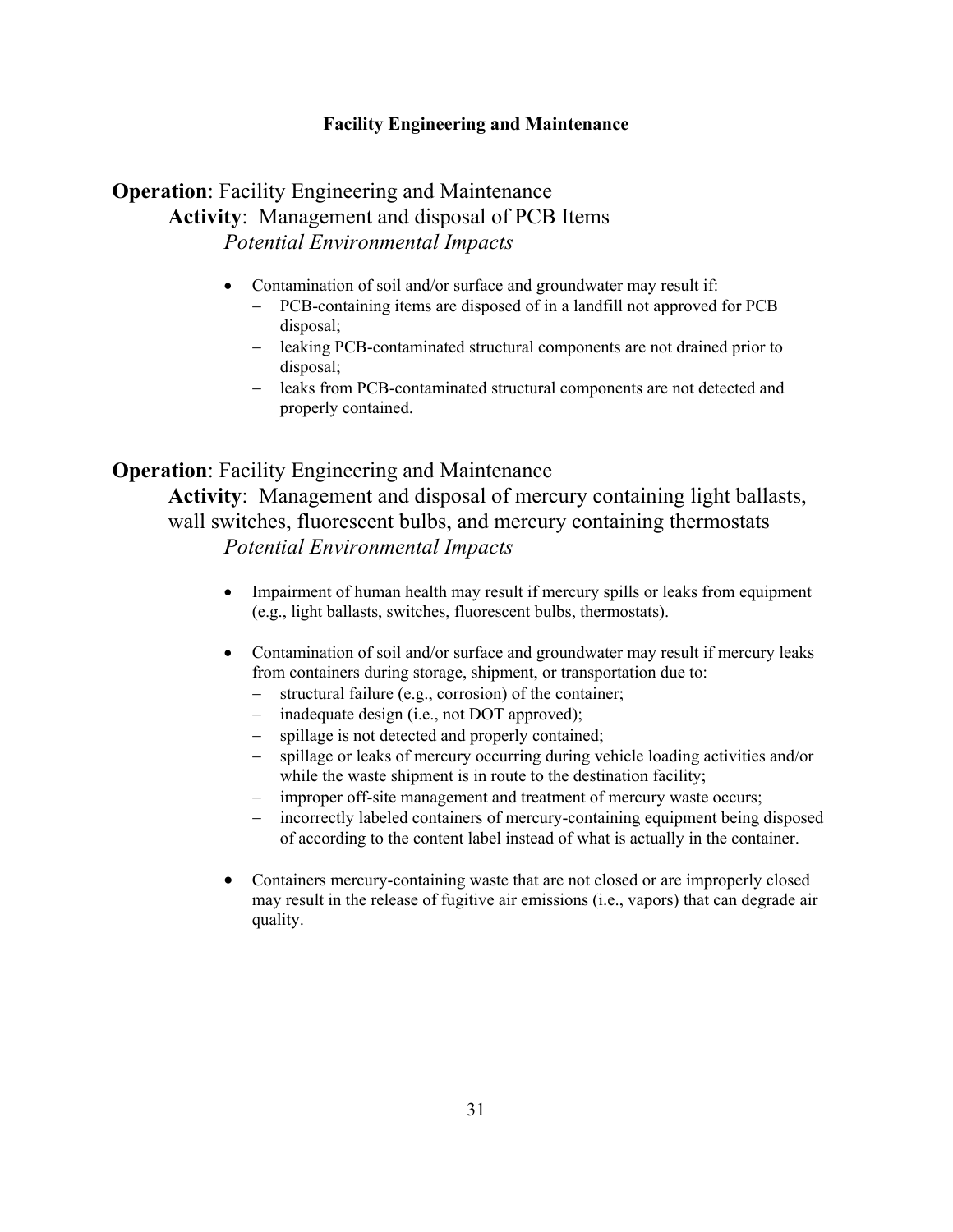**Facility Engineering and Maintenance**

**Operation**: Facility Engineering and Maintenance

**Activity**: Management and disposal of PCB Items

*Potential Environmental Impacts*

- Contamination of soil and/or surface and groundwater may result if:
  - PCB-containing items are disposed of in a landfill not approved for PCB disposal;
  - leaking PCB-contaminated structural components are not drained prior to disposal;
  - leaks from PCB-contaminated structural components are not detected and properly contained.

**Operation**: Facility Engineering and Maintenance

**Activity**: Management and disposal of mercury containing light ballasts, wall switches, fluorescent bulbs, and mercury containing thermostats

*Potential Environmental Impacts*

- Impairment of human health may result if mercury spills or leaks from equipment (e.g., light ballasts, switches, fluorescent bulbs, thermostats).

- Contamination of soil and/or surface and groundwater may result if mercury leaks from containers during storage, shipment, or transportation due to:
  - structural failure (e.g., corrosion) of the container;
  - inadequate design (i.e., not DOT approved);
  - spillage is not detected and properly contained;
  - spillage or leaks of mercury occurring during vehicle loading activities and/or while the waste shipment is in route to the destination facility;
  - improper off-site management and treatment of mercury waste occurs;
  - incorrectly labeled containers of mercury-containing equipment being disposed of according to the content label instead of what is actually in the container.

- Containers mercury-containing waste that are not closed or are improperly closed may result in the release of fugitive air emissions (i.e., vapors) that can degrade air quality.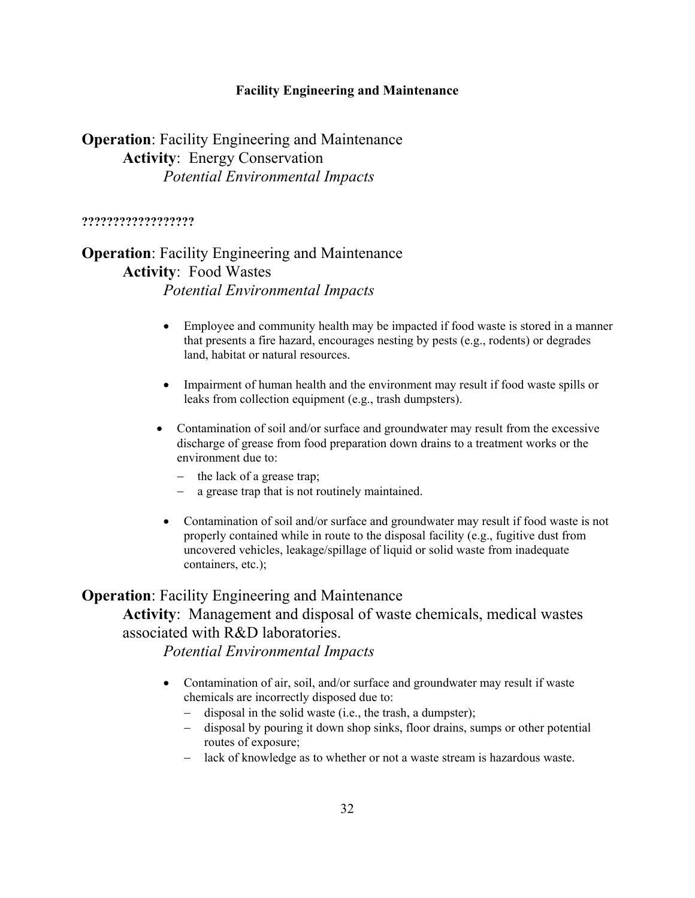## Facility Engineering and Maintenance

**Operation**: Facility Engineering and Maintenance
**Activity**: Energy Conservation
*Potential Environmental Impacts*

**?????????????????**

**Operation**: Facility Engineering and Maintenance
**Activity**: Food Wastes
*Potential Environmental Impacts*

- Employee and community health may be impacted if food waste is stored in a manner that presents a fire hazard, encourages nesting by pests (e.g., rodents) or degrades land, habitat or natural resources.
- Impairment of human health and the environment may result if food waste spills or leaks from collection equipment (e.g., trash dumpsters).
- Contamination of soil and/or surface and groundwater may result from the excessive discharge of grease from food preparation down drains to a treatment works or the environment due to:
  - the lack of a grease trap;
  - a grease trap that is not routinely maintained.
- Contamination of soil and/or surface and groundwater may result if food waste is not properly contained while in route to the disposal facility (e.g., fugitive dust from uncovered vehicles, leakage/spillage of liquid or solid waste from inadequate containers, etc.);

**Operation**: Facility Engineering and Maintenance
**Activity**: Management and disposal of waste chemicals, medical wastes associated with R&D laboratories.
*Potential Environmental Impacts*

- Contamination of air, soil, and/or surface and groundwater may result if waste chemicals are incorrectly disposed due to:
  - disposal in the solid waste (i.e., the trash, a dumpster);
  - disposal by pouring it down shop sinks, floor drains, sumps or other potential routes of exposure;
  - lack of knowledge as to whether or not a waste stream is hazardous waste.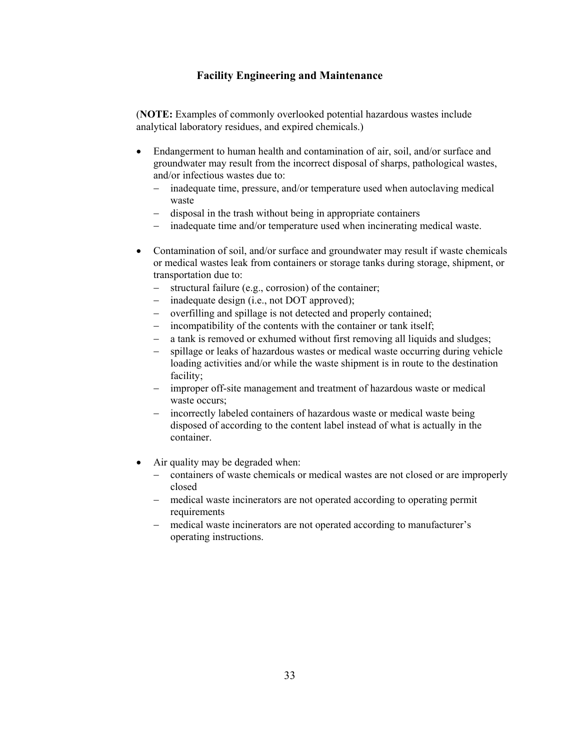## Facility Engineering and Maintenance

(**NOTE:** Examples of commonly overlooked potential hazardous wastes include analytical laboratory residues, and expired chemicals.)

- Endangerment to human health and contamination of air, soil, and/or surface and groundwater may result from the incorrect disposal of sharps, pathological wastes, and/or infectious wastes due to:
  - inadequate time, pressure, and/or temperature used when autoclaving medical waste
  - disposal in the trash without being in appropriate containers
  - inadequate time and/or temperature used when incinerating medical waste.

- Contamination of soil, and/or surface and groundwater may result if waste chemicals or medical wastes leak from containers or storage tanks during storage, shipment, or transportation due to:
  - structural failure (e.g., corrosion) of the container;
  - inadequate design (i.e., not DOT approved);
  - overfilling and spillage is not detected and properly contained;
  - incompatibility of the contents with the container or tank itself;
  - a tank is removed or exhumed without first removing all liquids and sludges;
  - spillage or leaks of hazardous wastes or medical waste occurring during vehicle loading activities and/or while the waste shipment is in route to the destination facility;
  - improper off-site management and treatment of hazardous waste or medical waste occurs;
  - incorrectly labeled containers of hazardous waste or medical waste being disposed of according to the content label instead of what is actually in the container.

- Air quality may be degraded when:
  - containers of waste chemicals or medical wastes are not closed or are improperly closed
  - medical waste incinerators are not operated according to operating permit requirements
  - medical waste incinerators are not operated according to manufacturer's operating instructions.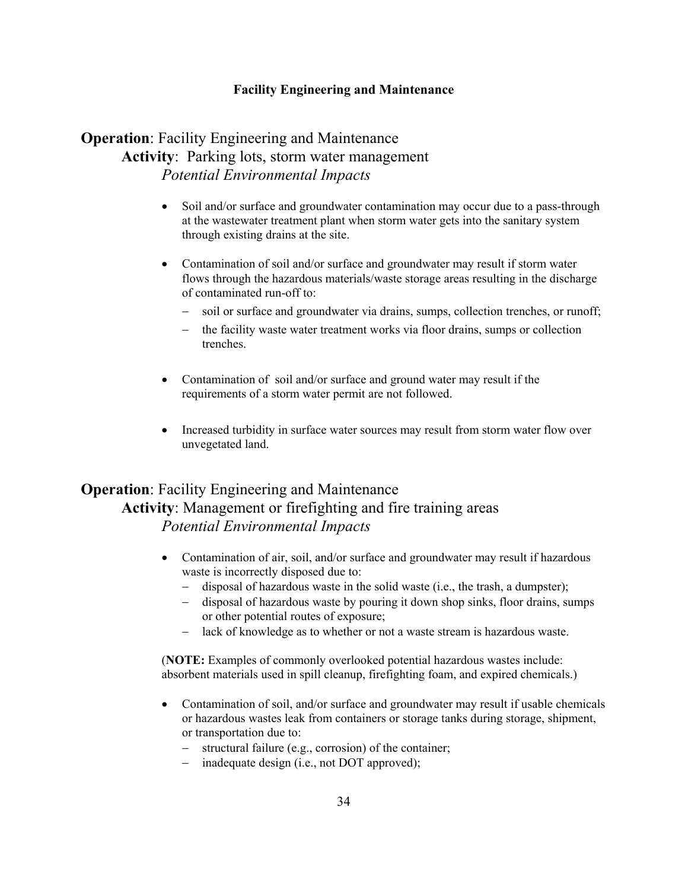### Facility Engineering and Maintenance

**Operation**: Facility Engineering and Maintenance

**Activity**: Parking lots, storm water management

*Potential Environmental Impacts*

- Soil and/or surface and groundwater contamination may occur due to a pass-through at the wastewater treatment plant when storm water gets into the sanitary system through existing drains at the site.

- Contamination of soil and/or surface and groundwater may result if storm water flows through the hazardous materials/waste storage areas resulting in the discharge of contaminated run-off to:
  - soil or surface and groundwater via drains, sumps, collection trenches, or runoff;
  - the facility waste water treatment works via floor drains, sumps or collection trenches.

- Contamination of soil and/or surface and ground water may result if the requirements of a storm water permit are not followed.

- Increased turbidity in surface water sources may result from storm water flow over unvegetated land.

**Operation**: Facility Engineering and Maintenance

**Activity**: Management or firefighting and fire training areas

*Potential Environmental Impacts*

- Contamination of air, soil, and/or surface and groundwater may result if hazardous waste is incorrectly disposed due to:
  - disposal of hazardous waste in the solid waste (i.e., the trash, a dumpster);
  - disposal of hazardous waste by pouring it down shop sinks, floor drains, sumps or other potential routes of exposure;
  - lack of knowledge as to whether or not a waste stream is hazardous waste.

(**NOTE:** Examples of commonly overlooked potential hazardous wastes include: absorbent materials used in spill cleanup, firefighting foam, and expired chemicals.)

- Contamination of soil, and/or surface and groundwater may result if usable chemicals or hazardous wastes leak from containers or storage tanks during storage, shipment, or transportation due to:
  - structural failure (e.g., corrosion) of the container;
  - inadequate design (i.e., not DOT approved);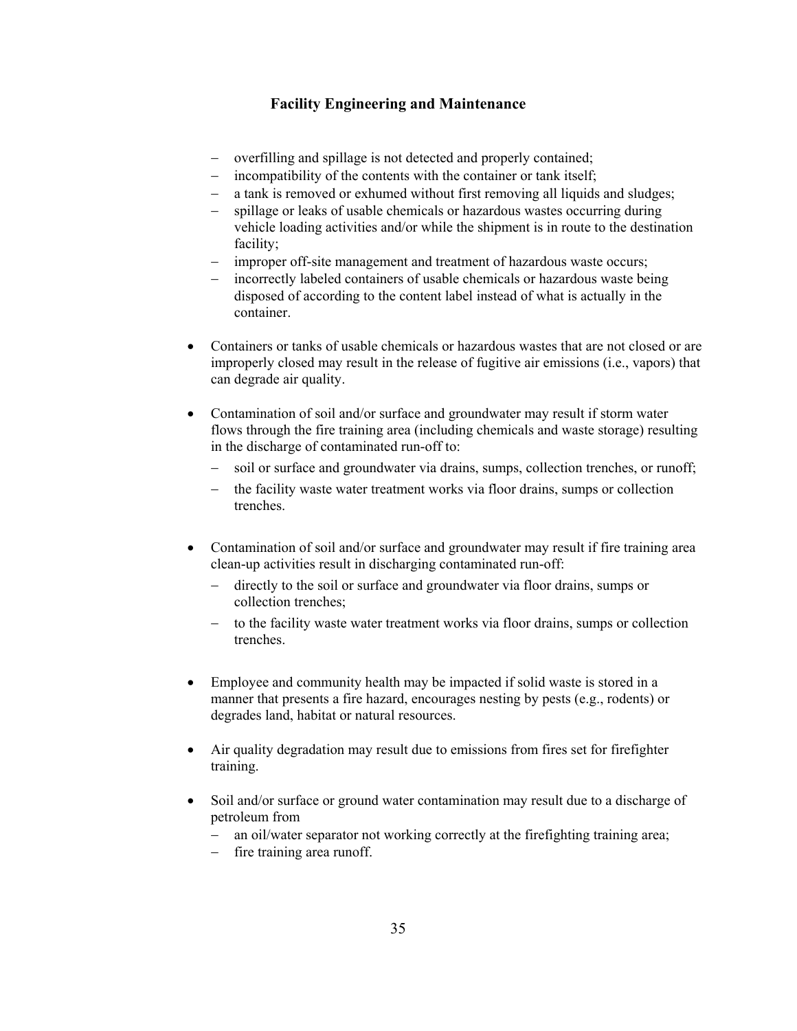**Facility Engineering and Maintenance**

- overfilling and spillage is not detected and properly contained;
- incompatibility of the contents with the container or tank itself;
- a tank is removed or exhumed without first removing all liquids and sludges;
- spillage or leaks of usable chemicals or hazardous wastes occurring during vehicle loading activities and/or while the shipment is in route to the destination facility;
- improper off-site management and treatment of hazardous waste occurs;
- incorrectly labeled containers of usable chemicals or hazardous waste being disposed of according to the content label instead of what is actually in the container.

- Containers or tanks of usable chemicals or hazardous wastes that are not closed or are improperly closed may result in the release of fugitive air emissions (i.e., vapors) that can degrade air quality.

- Contamination of soil and/or surface and groundwater may result if storm water flows through the fire training area (including chemicals and waste storage) resulting in the discharge of contaminated run-off to:
  - soil or surface and groundwater via drains, sumps, collection trenches, or runoff;
  - the facility waste water treatment works via floor drains, sumps or collection trenches.

- Contamination of soil and/or surface and groundwater may result if fire training area clean-up activities result in discharging contaminated run-off:
  - directly to the soil or surface and groundwater via floor drains, sumps or collection trenches;
  - to the facility waste water treatment works via floor drains, sumps or collection trenches.

- Employee and community health may be impacted if solid waste is stored in a manner that presents a fire hazard, encourages nesting by pests (e.g., rodents) or degrades land, habitat or natural resources.

- Air quality degradation may result due to emissions from fires set for firefighter training.

- Soil and/or surface or ground water contamination may result due to a discharge of petroleum from
  - an oil/water separator not working correctly at the firefighting training area;
  - fire training area runoff.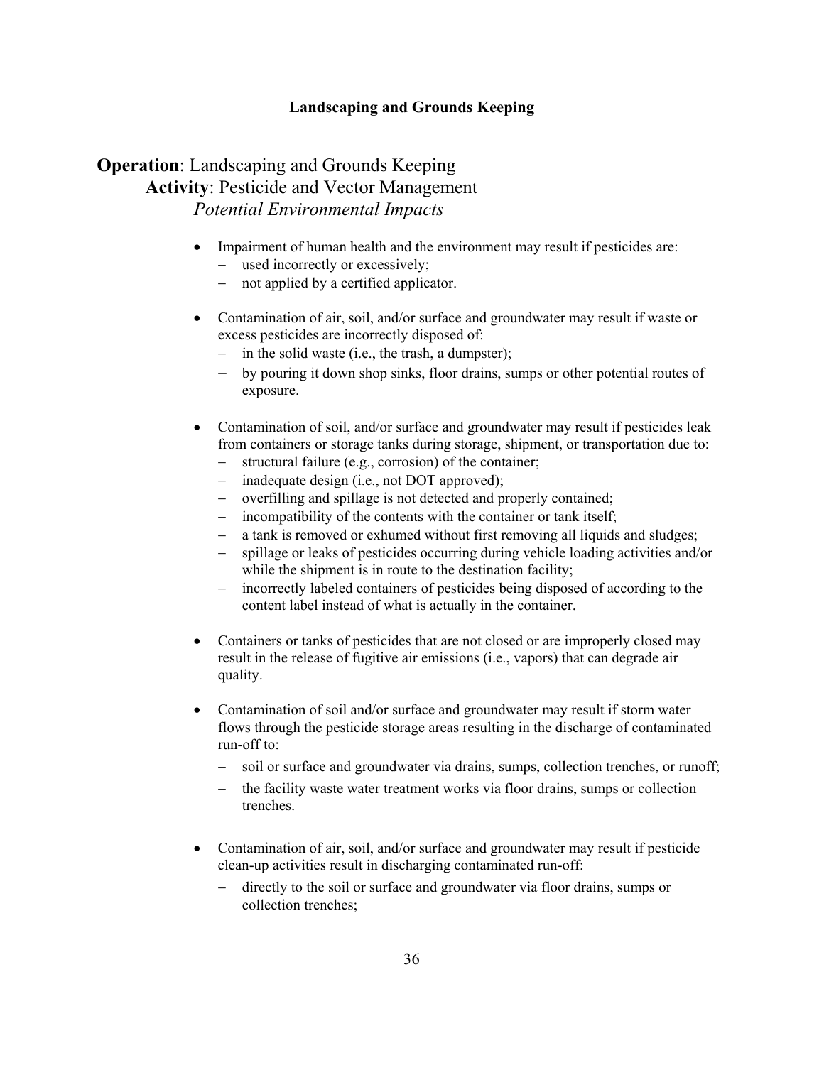## Landscaping and Grounds Keeping

**Operation**: Landscaping and Grounds Keeping

**Activity**: Pesticide and Vector Management

*Potential Environmental Impacts*

- Impairment of human health and the environment may result if pesticides are:
  - used incorrectly or excessively;
  - not applied by a certified applicator.

- Contamination of air, soil, and/or surface and groundwater may result if waste or excess pesticides are incorrectly disposed of:
  - in the solid waste (i.e., the trash, a dumpster);
  - by pouring it down shop sinks, floor drains, sumps or other potential routes of exposure.

- Contamination of soil, and/or surface and groundwater may result if pesticides leak from containers or storage tanks during storage, shipment, or transportation due to:
  - structural failure (e.g., corrosion) of the container;
  - inadequate design (i.e., not DOT approved);
  - overfilling and spillage is not detected and properly contained;
  - incompatibility of the contents with the container or tank itself;
  - a tank is removed or exhumed without first removing all liquids and sludges;
  - spillage or leaks of pesticides occurring during vehicle loading activities and/or while the shipment is in route to the destination facility;
  - incorrectly labeled containers of pesticides being disposed of according to the content label instead of what is actually in the container.

- Containers or tanks of pesticides that are not closed or are improperly closed may result in the release of fugitive air emissions (i.e., vapors) that can degrade air quality.

- Contamination of soil and/or surface and groundwater may result if storm water flows through the pesticide storage areas resulting in the discharge of contaminated run-off to:
  - soil or surface and groundwater via drains, sumps, collection trenches, or runoff;
  - the facility waste water treatment works via floor drains, sumps or collection trenches.

- Contamination of air, soil, and/or surface and groundwater may result if pesticide clean-up activities result in discharging contaminated run-off:
  - directly to the soil or surface and groundwater via floor drains, sumps or collection trenches;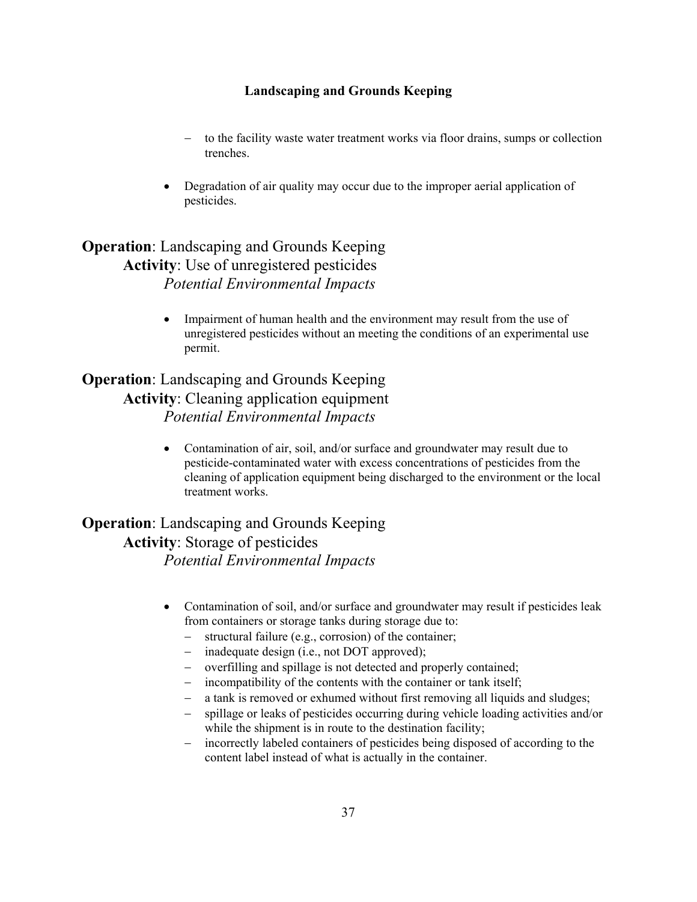– to the facility waste water treatment works via floor drains, sumps or collection trenches.

- Degradation of air quality may occur due to the improper aerial application of pesticides.

**Operation**: Landscaping and Grounds Keeping
**Activity**: Use of unregistered pesticides
*Potential Environmental Impacts*

- Impairment of human health and the environment may result from the use of unregistered pesticides without an meeting the conditions of an experimental use permit.

**Operation**: Landscaping and Grounds Keeping
**Activity**: Cleaning application equipment
*Potential Environmental Impacts*

- Contamination of air, soil, and/or surface and groundwater may result due to pesticide-contaminated water with excess concentrations of pesticides from the cleaning of application equipment being discharged to the environment or the local treatment works.

**Operation**: Landscaping and Grounds Keeping
**Activity**: Storage of pesticides
*Potential Environmental Impacts*

- Contamination of soil, and/or surface and groundwater may result if pesticides leak from containers or storage tanks during storage due to:
  - structural failure (e.g., corrosion) of the container;
  - inadequate design (i.e., not DOT approved);
  - overfilling and spillage is not detected and properly contained;
  - incompatibility of the contents with the container or tank itself;
  - a tank is removed or exhumed without first removing all liquids and sludges;
  - spillage or leaks of pesticides occurring during vehicle loading activities and/or while the shipment is in route to the destination facility;
  - incorrectly labeled containers of pesticides being disposed of according to the content label instead of what is actually in the container.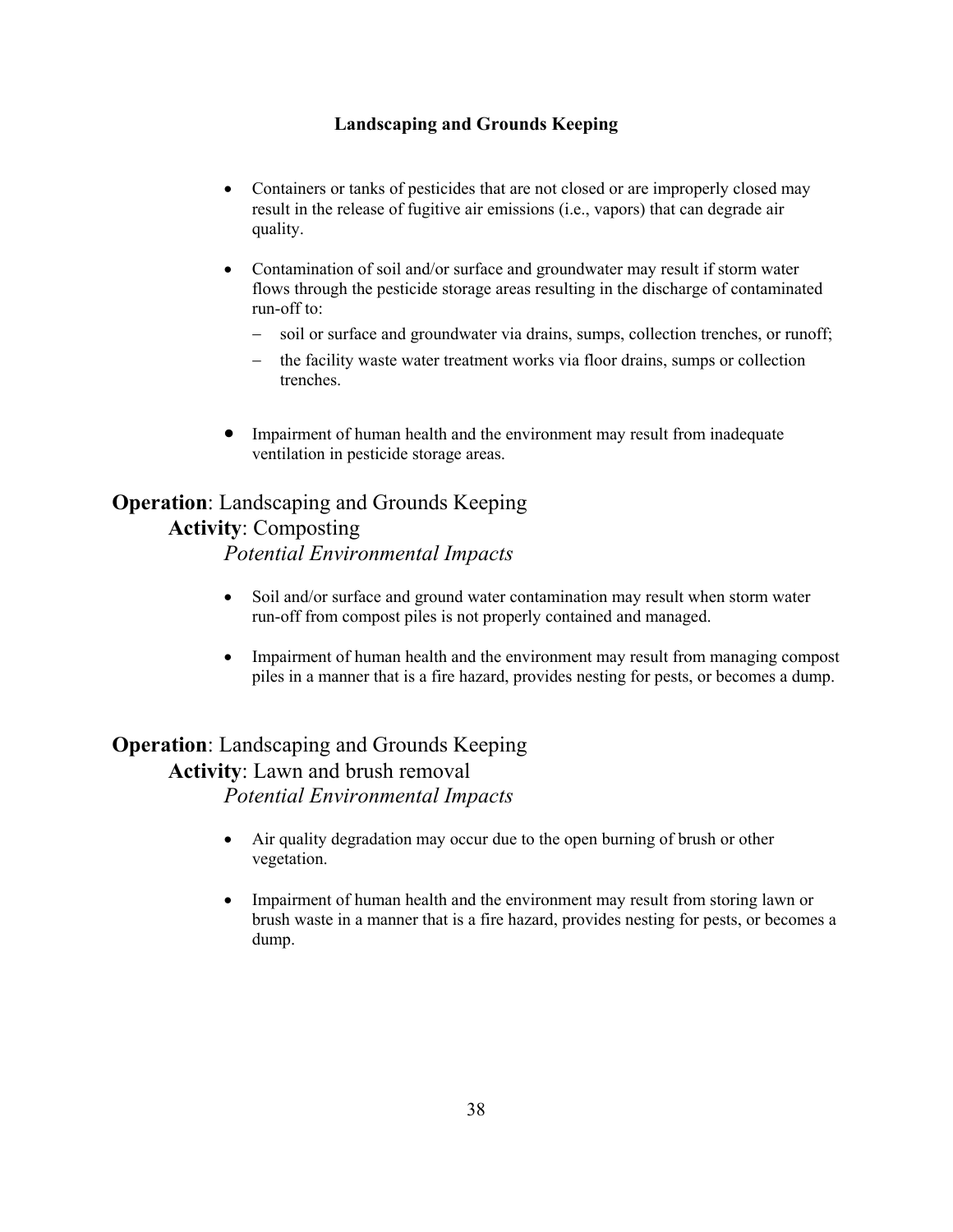**Landscaping and Grounds Keeping**

- Containers or tanks of pesticides that are not closed or are improperly closed may result in the release of fugitive air emissions (i.e., vapors) that can degrade air quality.

- Contamination of soil and/or surface and groundwater may result if storm water flows through the pesticide storage areas resulting in the discharge of contaminated run-off to:
  - soil or surface and groundwater via drains, sumps, collection trenches, or runoff;
  - the facility waste water treatment works via floor drains, sumps or collection trenches.

- Impairment of human health and the environment may result from inadequate ventilation in pesticide storage areas.

**Operation**: Landscaping and Grounds Keeping
**Activity**: Composting
*Potential Environmental Impacts*

- Soil and/or surface and ground water contamination may result when storm water run-off from compost piles is not properly contained and managed.

- Impairment of human health and the environment may result from managing compost piles in a manner that is a fire hazard, provides nesting for pests, or becomes a dump.

**Operation**: Landscaping and Grounds Keeping
**Activity**: Lawn and brush removal
*Potential Environmental Impacts*

- Air quality degradation may occur due to the open burning of brush or other vegetation.

- Impairment of human health and the environment may result from storing lawn or brush waste in a manner that is a fire hazard, provides nesting for pests, or becomes a dump.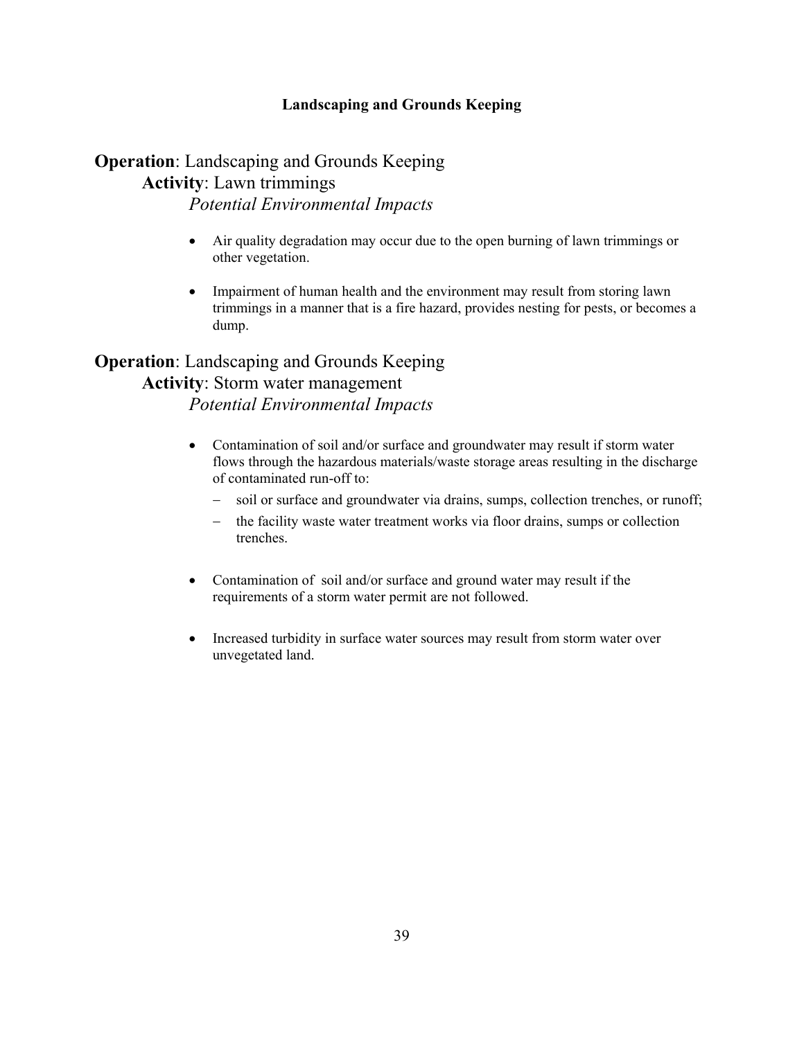## Landscaping and Grounds Keeping

**Operation**: Landscaping and Grounds Keeping

**Activity**: Lawn trimmings

*Potential Environmental Impacts*

- Air quality degradation may occur due to the open burning of lawn trimmings or other vegetation.
- Impairment of human health and the environment may result from storing lawn trimmings in a manner that is a fire hazard, provides nesting for pests, or becomes a dump.

**Operation**: Landscaping and Grounds Keeping

**Activity**: Storm water management

*Potential Environmental Impacts*

- Contamination of soil and/or surface and groundwater may result if storm water flows through the hazardous materials/waste storage areas resulting in the discharge of contaminated run-off to:
  - soil or surface and groundwater via drains, sumps, collection trenches, or runoff;
  - the facility waste water treatment works via floor drains, sumps or collection trenches.
- Contamination of soil and/or surface and ground water may result if the requirements of a storm water permit are not followed.
- Increased turbidity in surface water sources may result from storm water over unvegetated land.